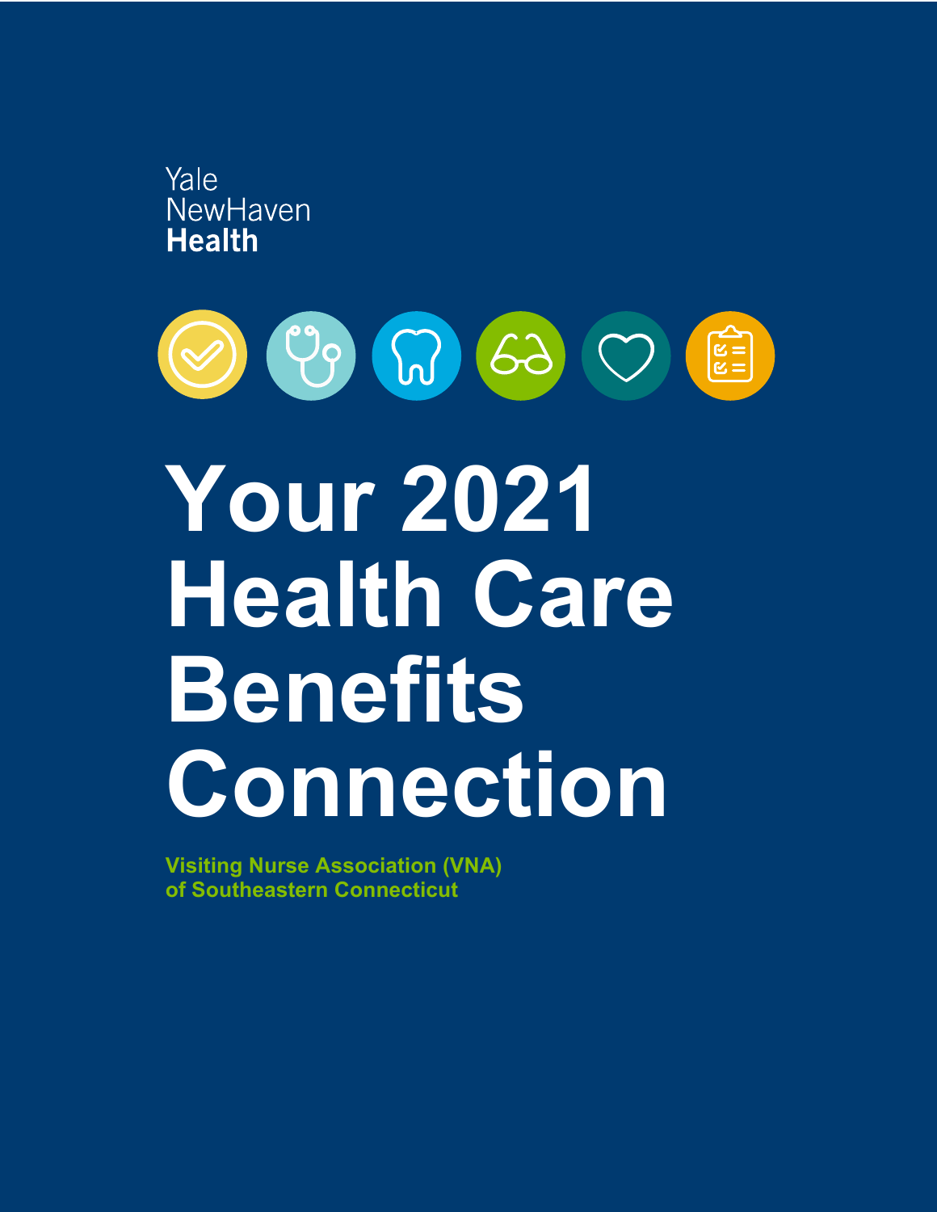Yale
NewHaven
**Health**

# Your 2021 Health Care Benefits Connection

**Visiting Nurse Association (VNA) of Southeastern Connecticut**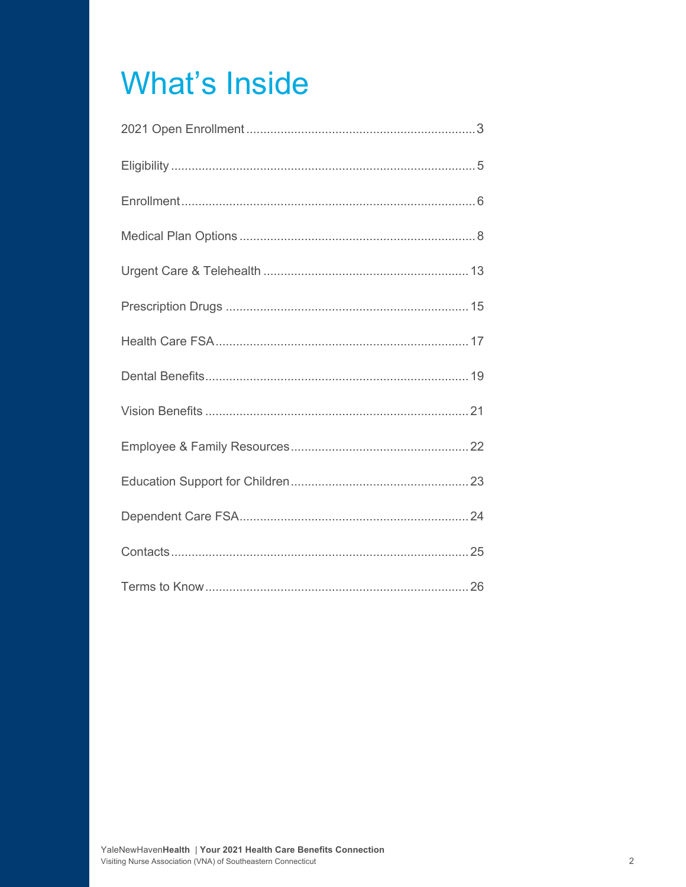# What's Inside

2021 Open Enrollment .................................................................... 3

Eligibility ........................................................................................ 5

Enrollment ....................................................................................... 6

Medical Plan Options ..................................................................... 8

Urgent Care & Telehealth ............................................................ 13

Prescription Drugs ....................................................................... 15

Health Care FSA ........................................................................... 17

Dental Benefits .............................................................................. 19

Vision Benefits .............................................................................. 21

Employee & Family Resources ................................................... 22

Education Support for Children ................................................... 23

Dependent Care FSA .................................................................... 24

Contacts ........................................................................................ 25

Terms to Know .............................................................................. 26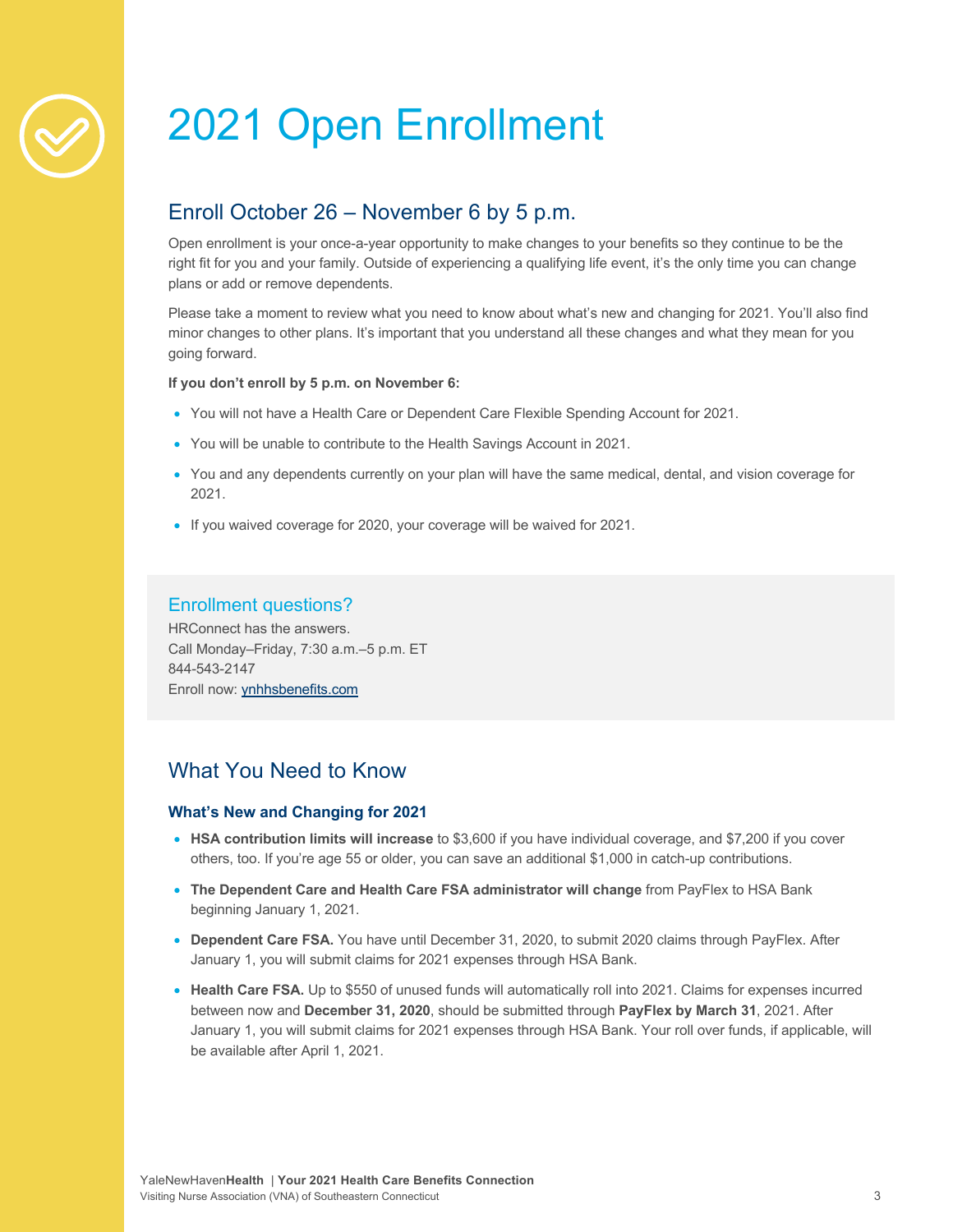# 2021 Open Enrollment

## Enroll October 26 – November 6 by 5 p.m.

Open enrollment is your once-a-year opportunity to make changes to your benefits so they continue to be the right fit for you and your family. Outside of experiencing a qualifying life event, it's the only time you can change plans or add or remove dependents.

Please take a moment to review what you need to know about what's new and changing for 2021. You'll also find minor changes to other plans. It's important that you understand all these changes and what they mean for you going forward.

**If you don't enroll by 5 p.m. on November 6:**

- You will not have a Health Care or Dependent Care Flexible Spending Account for 2021.
- You will be unable to contribute to the Health Savings Account in 2021.
- You and any dependents currently on your plan will have the same medical, dental, and vision coverage for 2021.
- If you waived coverage for 2020, your coverage will be waived for 2021.

### Enrollment questions?

HRConnect has the answers.
Call Monday–Friday, 7:30 a.m.–5 p.m. ET
844-543-2147
Enroll now: ynhhsbenefits.com

## What You Need to Know

### What's New and Changing for 2021

- **HSA contribution limits will increase** to $3,600 if you have individual coverage, and $7,200 if you cover others, too. If you're age 55 or older, you can save an additional $1,000 in catch-up contributions.
- **The Dependent Care and Health Care FSA administrator will change** from PayFlex to HSA Bank beginning January 1, 2021.
- **Dependent Care FSA.** You have until December 31, 2020, to submit 2020 claims through PayFlex. After January 1, you will submit claims for 2021 expenses through HSA Bank.
- **Health Care FSA.** Up to $550 of unused funds will automatically roll into 2021. Claims for expenses incurred between now and **December 31, 2020**, should be submitted through **PayFlex by March 31**, 2021. After January 1, you will submit claims for 2021 expenses through HSA Bank. Your roll over funds, if applicable, will be available after April 1, 2021.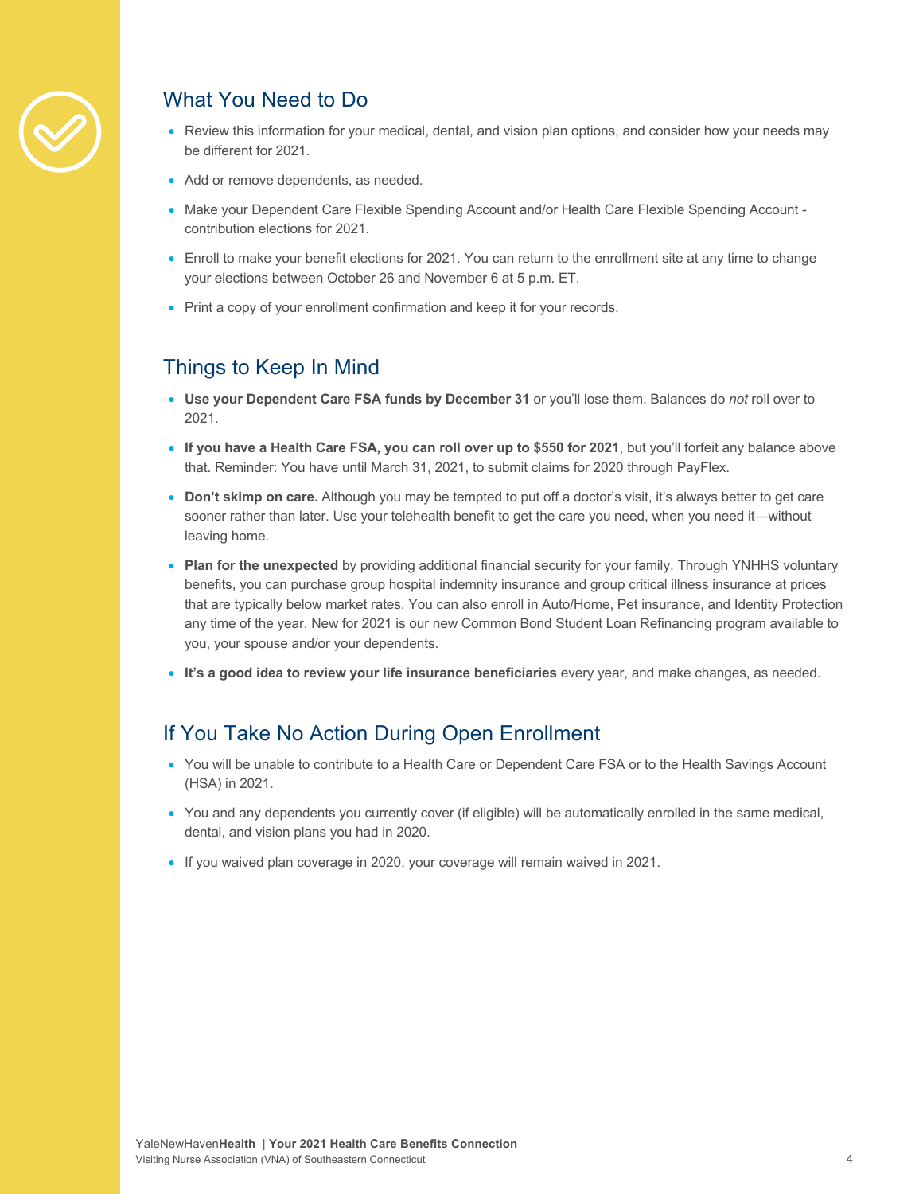## What You Need to Do

- Review this information for your medical, dental, and vision plan options, and consider how your needs may be different for 2021.
- Add or remove dependents, as needed.
- Make your Dependent Care Flexible Spending Account and/or Health Care Flexible Spending Account - contribution elections for 2021.
- Enroll to make your benefit elections for 2021. You can return to the enrollment site at any time to change your elections between October 26 and November 6 at 5 p.m. ET.
- Print a copy of your enrollment confirmation and keep it for your records.

## Things to Keep In Mind

- **Use your Dependent Care FSA funds by December 31** or you'll lose them. Balances do *not* roll over to 2021.
- **If you have a Health Care FSA, you can roll over up to $550 for 2021**, but you'll forfeit any balance above that. Reminder: You have until March 31, 2021, to submit claims for 2020 through PayFlex.
- **Don't skimp on care.** Although you may be tempted to put off a doctor's visit, it's always better to get care sooner rather than later. Use your telehealth benefit to get the care you need, when you need it—without leaving home.
- **Plan for the unexpected** by providing additional financial security for your family. Through YNHHS voluntary benefits, you can purchase group hospital indemnity insurance and group critical illness insurance at prices that are typically below market rates. You can also enroll in Auto/Home, Pet insurance, and Identity Protection any time of the year. New for 2021 is our new Common Bond Student Loan Refinancing program available to you, your spouse and/or your dependents.
- **It's a good idea to review your life insurance beneficiaries** every year, and make changes, as needed.

## If You Take No Action During Open Enrollment

- You will be unable to contribute to a Health Care or Dependent Care FSA or to the Health Savings Account (HSA) in 2021.
- You and any dependents you currently cover (if eligible) will be automatically enrolled in the same medical, dental, and vision plans you had in 2020.
- If you waived plan coverage in 2020, your coverage will remain waived in 2021.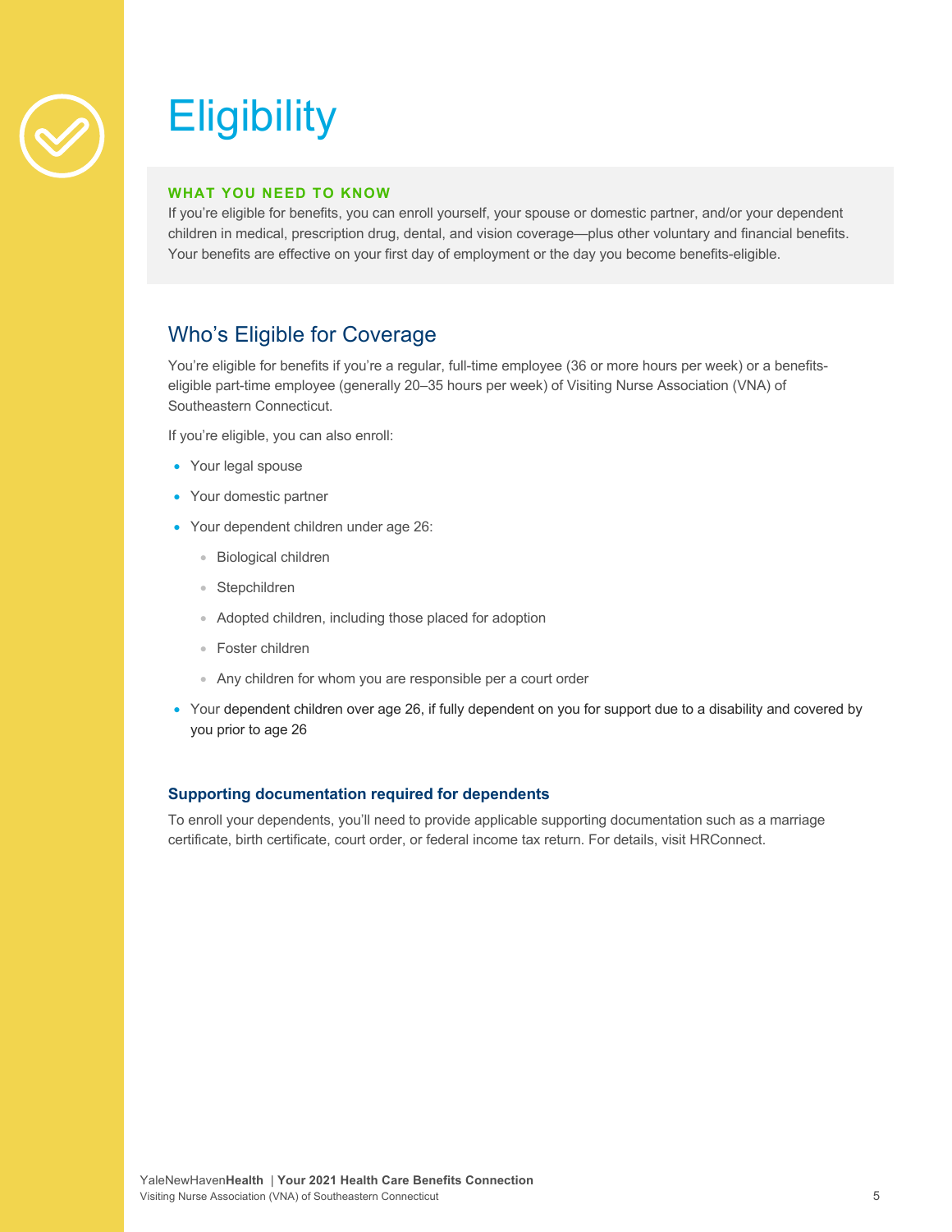# Eligibility

**WHAT YOU NEED TO KNOW**

If you're eligible for benefits, you can enroll yourself, your spouse or domestic partner, and/or your dependent children in medical, prescription drug, dental, and vision coverage—plus other voluntary and financial benefits. Your benefits are effective on your first day of employment or the day you become benefits-eligible.

## Who's Eligible for Coverage

You're eligible for benefits if you're a regular, full-time employee (36 or more hours per week) or a benefits-eligible part-time employee (generally 20–35 hours per week) of Visiting Nurse Association (VNA) of Southeastern Connecticut.

If you're eligible, you can also enroll:

- Your legal spouse
- Your domestic partner
- Your dependent children under age 26:
  - Biological children
  - Stepchildren
  - Adopted children, including those placed for adoption
  - Foster children
  - Any children for whom you are responsible per a court order
- Your dependent children over age 26, if fully dependent on you for support due to a disability and covered by you prior to age 26

### Supporting documentation required for dependents

To enroll your dependents, you'll need to provide applicable supporting documentation such as a marriage certificate, birth certificate, court order, or federal income tax return. For details, visit HRConnect.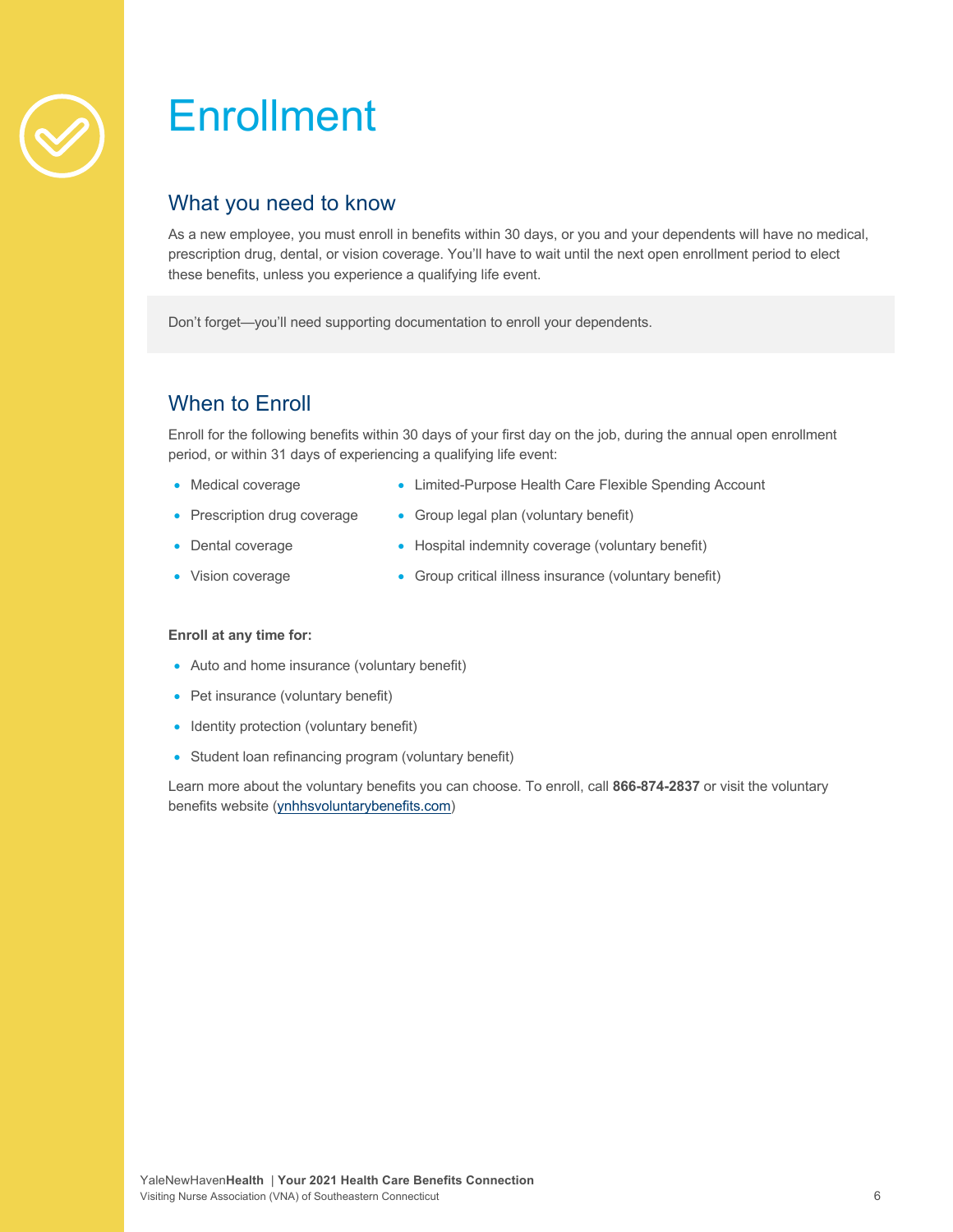# Enrollment

## What you need to know

As a new employee, you must enroll in benefits within 30 days, or you and your dependents will have no medical, prescription drug, dental, or vision coverage. You'll have to wait until the next open enrollment period to elect these benefits, unless you experience a qualifying life event.

Don't forget—you'll need supporting documentation to enroll your dependents.

## When to Enroll

Enroll for the following benefits within 30 days of your first day on the job, during the annual open enrollment period, or within 31 days of experiencing a qualifying life event:

- Medical coverage
- Prescription drug coverage
- Dental coverage
- Vision coverage
- Limited-Purpose Health Care Flexible Spending Account
- Group legal plan (voluntary benefit)
- Hospital indemnity coverage (voluntary benefit)
- Group critical illness insurance (voluntary benefit)

**Enroll at any time for:**

- Auto and home insurance (voluntary benefit)
- Pet insurance (voluntary benefit)
- Identity protection (voluntary benefit)
- Student loan refinancing program (voluntary benefit)

Learn more about the voluntary benefits you can choose. To enroll, call **866-874-2837** or visit the voluntary benefits website (ynhhsvoluntarybenefits.com)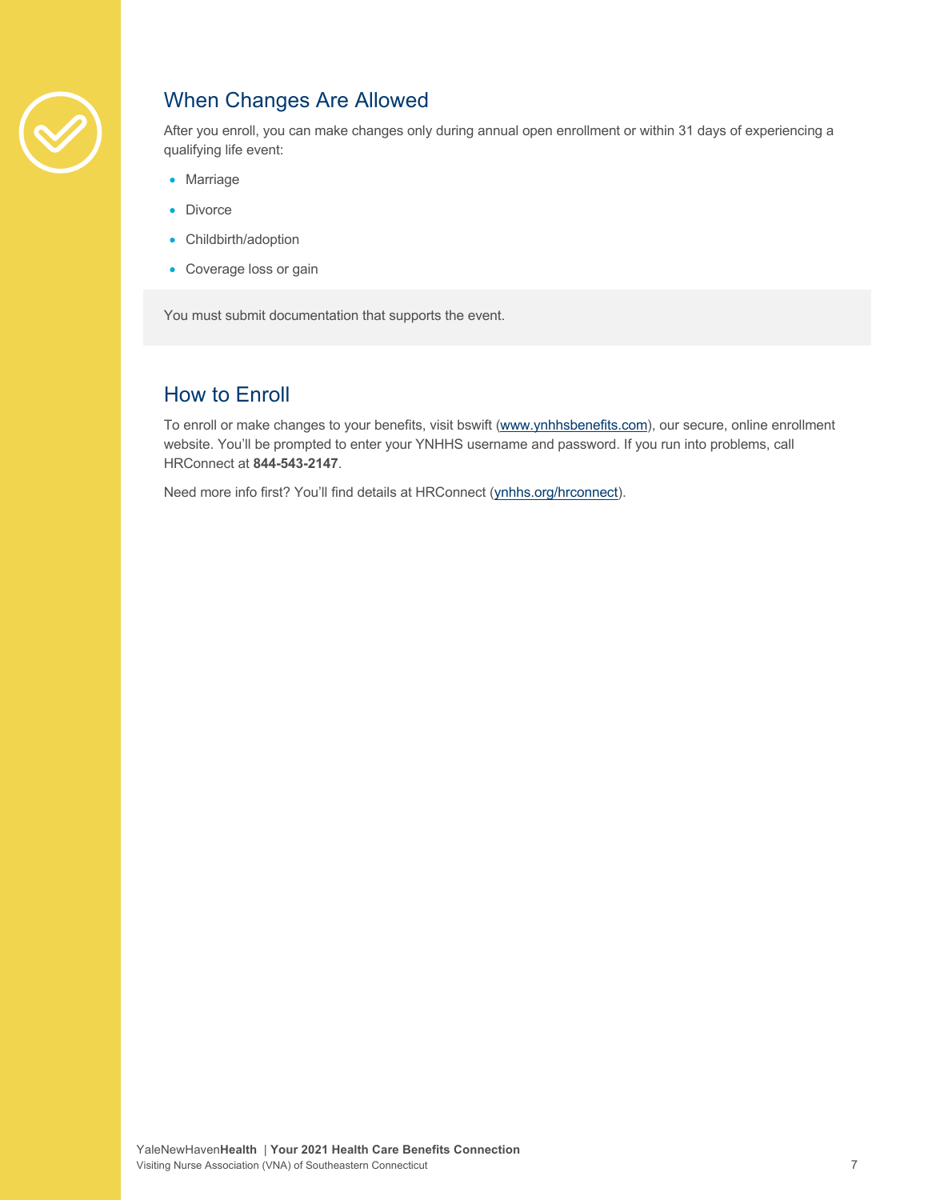## When Changes Are Allowed

After you enroll, you can make changes only during annual open enrollment or within 31 days of experiencing a qualifying life event:

- Marriage
- Divorce
- Childbirth/adoption
- Coverage loss or gain

You must submit documentation that supports the event.

## How to Enroll

To enroll or make changes to your benefits, visit bswift (www.ynhhsbenefits.com), our secure, online enrollment website. You'll be prompted to enter your YNHHS username and password. If you run into problems, call HRConnect at **844-543-2147**.

Need more info first? You'll find details at HRConnect (ynhhs.org/hrconnect).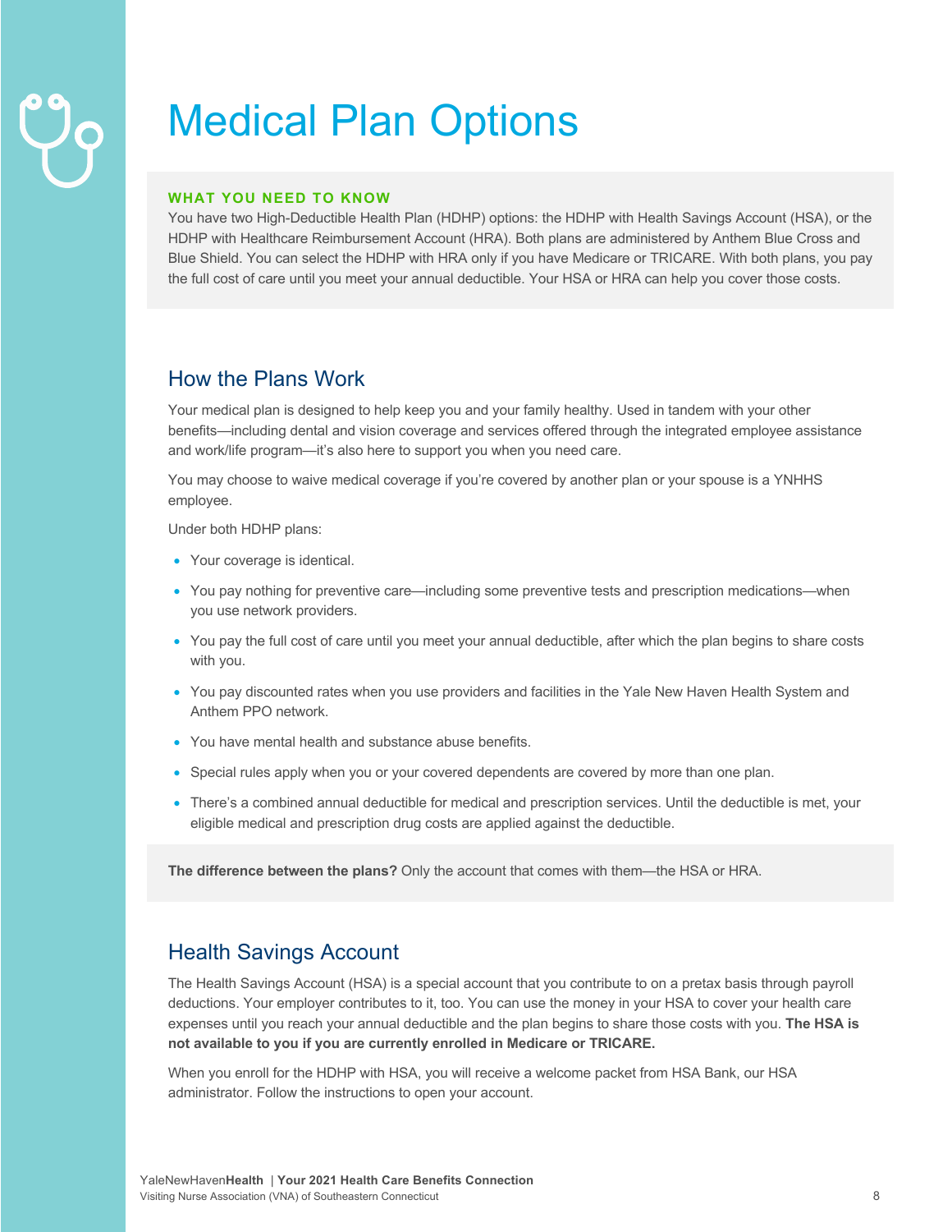# Medical Plan Options

**WHAT YOU NEED TO KNOW**

You have two High-Deductible Health Plan (HDHP) options: the HDHP with Health Savings Account (HSA), or the HDHP with Healthcare Reimbursement Account (HRA). Both plans are administered by Anthem Blue Cross and Blue Shield. You can select the HDHP with HRA only if you have Medicare or TRICARE. With both plans, you pay the full cost of care until you meet your annual deductible. Your HSA or HRA can help you cover those costs.

## How the Plans Work

Your medical plan is designed to help keep you and your family healthy. Used in tandem with your other benefits—including dental and vision coverage and services offered through the integrated employee assistance and work/life program—it's also here to support you when you need care.

You may choose to waive medical coverage if you're covered by another plan or your spouse is a YNHHS employee.

Under both HDHP plans:

- Your coverage is identical.
- You pay nothing for preventive care—including some preventive tests and prescription medications—when you use network providers.
- You pay the full cost of care until you meet your annual deductible, after which the plan begins to share costs with you.
- You pay discounted rates when you use providers and facilities in the Yale New Haven Health System and Anthem PPO network.
- You have mental health and substance abuse benefits.
- Special rules apply when you or your covered dependents are covered by more than one plan.
- There's a combined annual deductible for medical and prescription services. Until the deductible is met, your eligible medical and prescription drug costs are applied against the deductible.

**The difference between the plans?** Only the account that comes with them—the HSA or HRA.

## Health Savings Account

The Health Savings Account (HSA) is a special account that you contribute to on a pretax basis through payroll deductions. Your employer contributes to it, too. You can use the money in your HSA to cover your health care expenses until you reach your annual deductible and the plan begins to share those costs with you. **The HSA is not available to you if you are currently enrolled in Medicare or TRICARE.**

When you enroll for the HDHP with HSA, you will receive a welcome packet from HSA Bank, our HSA administrator. Follow the instructions to open your account.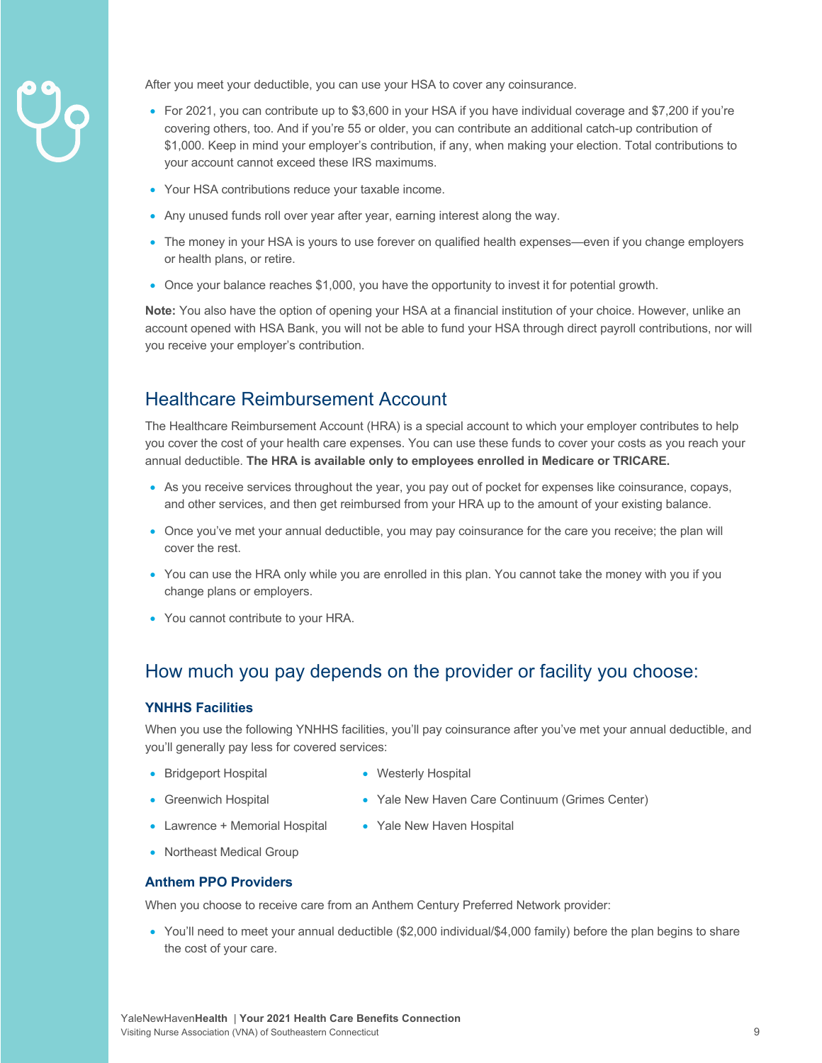After you meet your deductible, you can use your HSA to cover any coinsurance.

- For 2021, you can contribute up to $3,600 in your HSA if you have individual coverage and $7,200 if you're covering others, too. And if you're 55 or older, you can contribute an additional catch-up contribution of $1,000. Keep in mind your employer's contribution, if any, when making your election. Total contributions to your account cannot exceed these IRS maximums.
- Your HSA contributions reduce your taxable income.
- Any unused funds roll over year after year, earning interest along the way.
- The money in your HSA is yours to use forever on qualified health expenses—even if you change employers or health plans, or retire.
- Once your balance reaches $1,000, you have the opportunity to invest it for potential growth.

**Note:** You also have the option of opening your HSA at a financial institution of your choice. However, unlike an account opened with HSA Bank, you will not be able to fund your HSA through direct payroll contributions, nor will you receive your employer's contribution.

## Healthcare Reimbursement Account

The Healthcare Reimbursement Account (HRA) is a special account to which your employer contributes to help you cover the cost of your health care expenses. You can use these funds to cover your costs as you reach your annual deductible. **The HRA is available only to employees enrolled in Medicare or TRICARE.**

- As you receive services throughout the year, you pay out of pocket for expenses like coinsurance, copays, and other services, and then get reimbursed from your HRA up to the amount of your existing balance.
- Once you've met your annual deductible, you may pay coinsurance for the care you receive; the plan will cover the rest.
- You can use the HRA only while you are enrolled in this plan. You cannot take the money with you if you change plans or employers.
- You cannot contribute to your HRA.

## How much you pay depends on the provider or facility you choose:

### YNHHS Facilities

When you use the following YNHHS facilities, you'll pay coinsurance after you've met your annual deductible, and you'll generally pay less for covered services:

- Bridgeport Hospital
- Greenwich Hospital
- Lawrence + Memorial Hospital
- Northeast Medical Group
- Westerly Hospital
- Yale New Haven Care Continuum (Grimes Center)
- Yale New Haven Hospital

### Anthem PPO Providers

When you choose to receive care from an Anthem Century Preferred Network provider:

- You'll need to meet your annual deductible ($2,000 individual/$4,000 family) before the plan begins to share the cost of your care.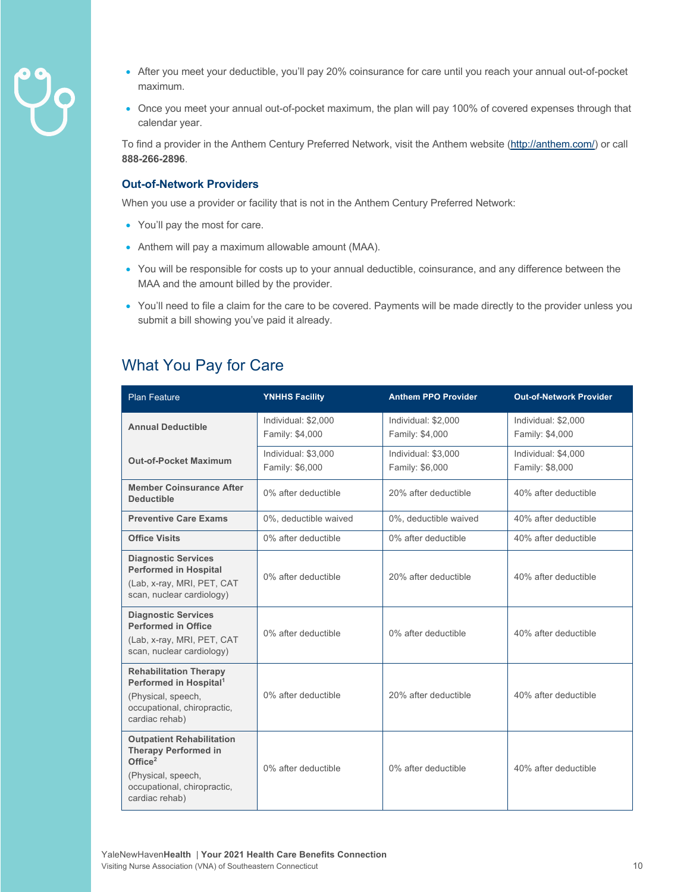- After you meet your deductible, you'll pay 20% coinsurance for care until you reach your annual out-of-pocket maximum.
- Once you meet your annual out-of-pocket maximum, the plan will pay 100% of covered expenses through that calendar year.

To find a provider in the Anthem Century Preferred Network, visit the Anthem website (http://anthem.com/) or call **888-266-2896**.

### Out-of-Network Providers

When you use a provider or facility that is not in the Anthem Century Preferred Network:

- You'll pay the most for care.
- Anthem will pay a maximum allowable amount (MAA).
- You will be responsible for costs up to your annual deductible, coinsurance, and any difference between the MAA and the amount billed by the provider.
- You'll need to file a claim for the care to be covered. Payments will be made directly to the provider unless you submit a bill showing you've paid it already.

## What You Pay for Care

| Plan Feature | YNHHS Facility | Anthem PPO Provider | Out-of-Network Provider |
|---|---|---|---|
| **Annual Deductible** | Individual: $2,000<br>Family: $4,000 | Individual: $2,000<br>Family: $4,000 | Individual: $2,000<br>Family: $4,000 |
| **Out-of-Pocket Maximum** | Individual: $3,000<br>Family: $6,000 | Individual: $3,000<br>Family: $6,000 | Individual: $4,000<br>Family: $8,000 |
| **Member Coinsurance After Deductible** | 0% after deductible | 20% after deductible | 40% after deductible |
| **Preventive Care Exams** | 0%, deductible waived | 0%, deductible waived | 40% after deductible |
| **Office Visits** | 0% after deductible | 0% after deductible | 40% after deductible |
| **Diagnostic Services Performed in Hospital** (Lab, x-ray, MRI, PET, CAT scan, nuclear cardiology) | 0% after deductible | 20% after deductible | 40% after deductible |
| **Diagnostic Services Performed in Office** (Lab, x-ray, MRI, PET, CAT scan, nuclear cardiology) | 0% after deductible | 0% after deductible | 40% after deductible |
| **Rehabilitation Therapy Performed in Hospital**[1] (Physical, speech, occupational, chiropractic, cardiac rehab) | 0% after deductible | 20% after deductible | 40% after deductible |
| **Outpatient Rehabilitation Therapy Performed in Office**[2] (Physical, speech, occupational, chiropractic, cardiac rehab) | 0% after deductible | 0% after deductible | 40% after deductible |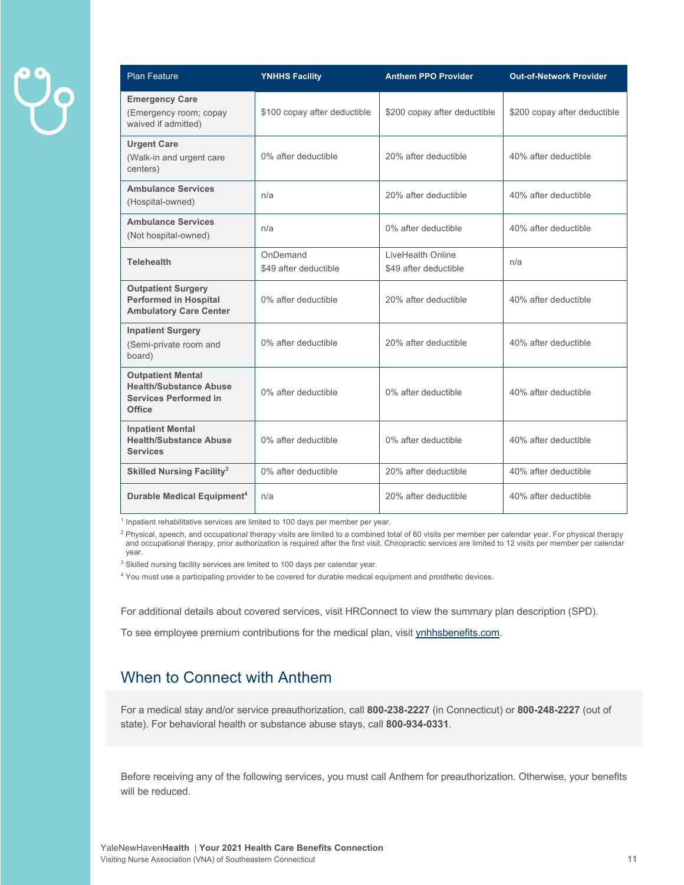| Plan Feature | YNHHS Facility | Anthem PPO Provider | Out-of-Network Provider |
|---|---|---|---|
| **Emergency Care** (Emergency room; copay waived if admitted) | $100 copay after deductible | $200 copay after deductible | $200 copay after deductible |
| **Urgent Care** (Walk-in and urgent care centers) | 0% after deductible | 20% after deductible | 40% after deductible |
| **Ambulance Services** (Hospital-owned) | n/a | 20% after deductible | 40% after deductible |
| **Ambulance Services** (Not hospital-owned) | n/a | 0% after deductible | 40% after deductible |
| **Telehealth** | OnDemand $49 after deductible | LiveHealth Online $49 after deductible | n/a |
| **Outpatient Surgery Performed in Hospital Ambulatory Care Center** | 0% after deductible | 20% after deductible | 40% after deductible |
| **Inpatient Surgery** (Semi-private room and board) | 0% after deductible | 20% after deductible | 40% after deductible |
| **Outpatient Mental Health/Substance Abuse Services Performed in Office** | 0% after deductible | 0% after deductible | 40% after deductible |
| **Inpatient Mental Health/Substance Abuse Services** | 0% after deductible | 0% after deductible | 40% after deductible |
| **Skilled Nursing Facility**[3] | 0% after deductible | 20% after deductible | 40% after deductible |
| **Durable Medical Equipment**[4] | n/a | 20% after deductible | 40% after deductible |

[1] Inpatient rehabilitative services are limited to 100 days per member per year.

[2] Physical, speech, and occupational therapy visits are limited to a combined total of 60 visits per member per calendar year. For physical therapy and occupational therapy, prior authorization is required after the first visit. Chiropractic services are limited to 12 visits per member per calendar year.

[3] Skilled nursing facility services are limited to 100 days per calendar year.

[4] You must use a participating provider to be covered for durable medical equipment and prosthetic devices.

For additional details about covered services, visit HRConnect to view the summary plan description (SPD).

To see employee premium contributions for the medical plan, visit ynhhsbenefits.com.

## When to Connect with Anthem

For a medical stay and/or service preauthorization, call **800-238-2227** (in Connecticut) or **800-248-2227** (out of state). For behavioral health or substance abuse stays, call **800-934-0331**.

Before receiving any of the following services, you must call Anthem for preauthorization. Otherwise, your benefits will be reduced.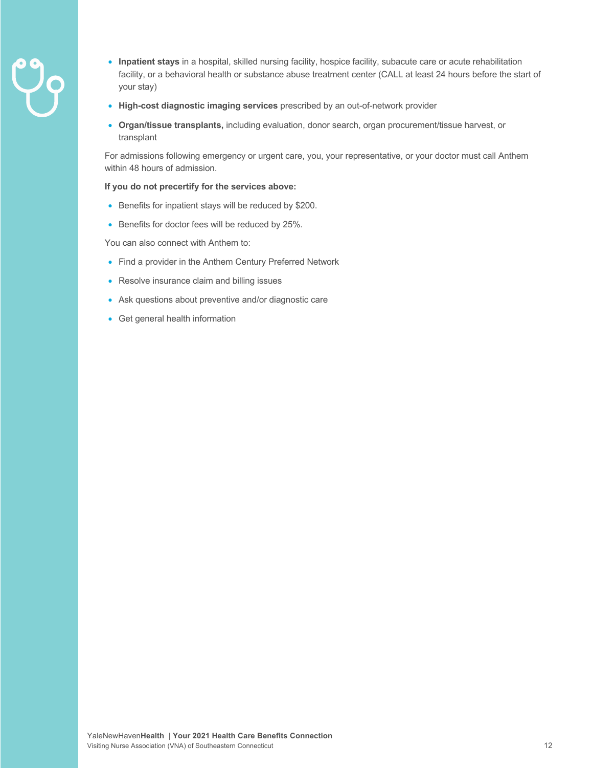- **Inpatient stays** in a hospital, skilled nursing facility, hospice facility, subacute care or acute rehabilitation facility, or a behavioral health or substance abuse treatment center (CALL at least 24 hours before the start of your stay)
- **High-cost diagnostic imaging services** prescribed by an out-of-network provider
- **Organ/tissue transplants,** including evaluation, donor search, organ procurement/tissue harvest, or transplant

For admissions following emergency or urgent care, you, your representative, or your doctor must call Anthem within 48 hours of admission.

**If you do not precertify for the services above:**

- Benefits for inpatient stays will be reduced by $200.
- Benefits for doctor fees will be reduced by 25%.

You can also connect with Anthem to:

- Find a provider in the Anthem Century Preferred Network
- Resolve insurance claim and billing issues
- Ask questions about preventive and/or diagnostic care
- Get general health information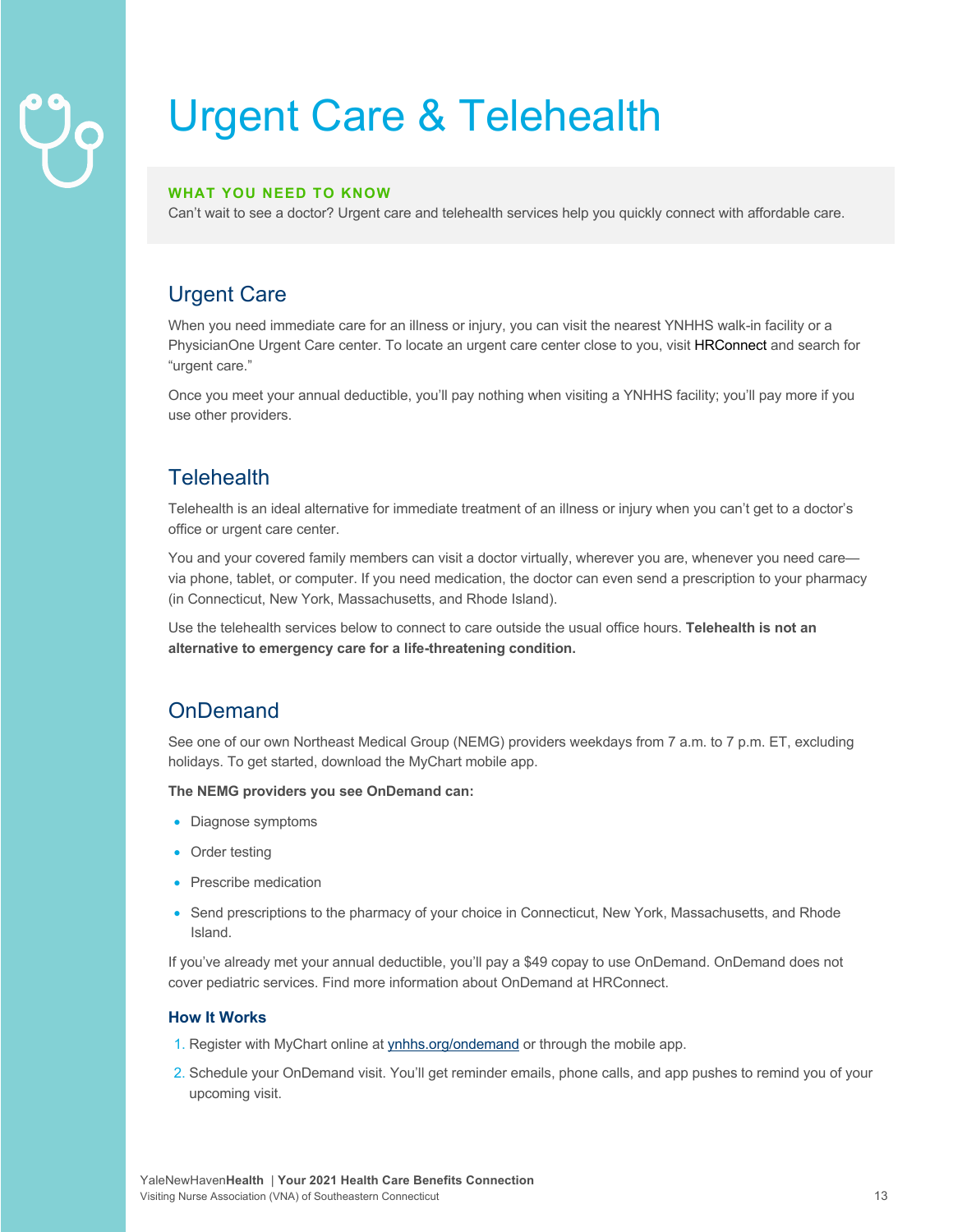# Urgent Care & Telehealth

**WHAT YOU NEED TO KNOW**

Can't wait to see a doctor? Urgent care and telehealth services help you quickly connect with affordable care.

## Urgent Care

When you need immediate care for an illness or injury, you can visit the nearest YNHHS walk-in facility or a PhysicianOne Urgent Care center. To locate an urgent care center close to you, visit HRConnect and search for "urgent care."

Once you meet your annual deductible, you'll pay nothing when visiting a YNHHS facility; you'll pay more if you use other providers.

## Telehealth

Telehealth is an ideal alternative for immediate treatment of an illness or injury when you can't get to a doctor's office or urgent care center.

You and your covered family members can visit a doctor virtually, wherever you are, whenever you need care—via phone, tablet, or computer. If you need medication, the doctor can even send a prescription to your pharmacy (in Connecticut, New York, Massachusetts, and Rhode Island).

Use the telehealth services below to connect to care outside the usual office hours. **Telehealth is not an alternative to emergency care for a life-threatening condition.**

## OnDemand

See one of our own Northeast Medical Group (NEMG) providers weekdays from 7 a.m. to 7 p.m. ET, excluding holidays. To get started, download the MyChart mobile app.

**The NEMG providers you see OnDemand can:**

- Diagnose symptoms
- Order testing
- Prescribe medication
- Send prescriptions to the pharmacy of your choice in Connecticut, New York, Massachusetts, and Rhode Island.

If you've already met your annual deductible, you'll pay a $49 copay to use OnDemand. OnDemand does not cover pediatric services. Find more information about OnDemand at HRConnect.

### How It Works

1. Register with MyChart online at ynhhs.org/ondemand or through the mobile app.
2. Schedule your OnDemand visit. You'll get reminder emails, phone calls, and app pushes to remind you of your upcoming visit.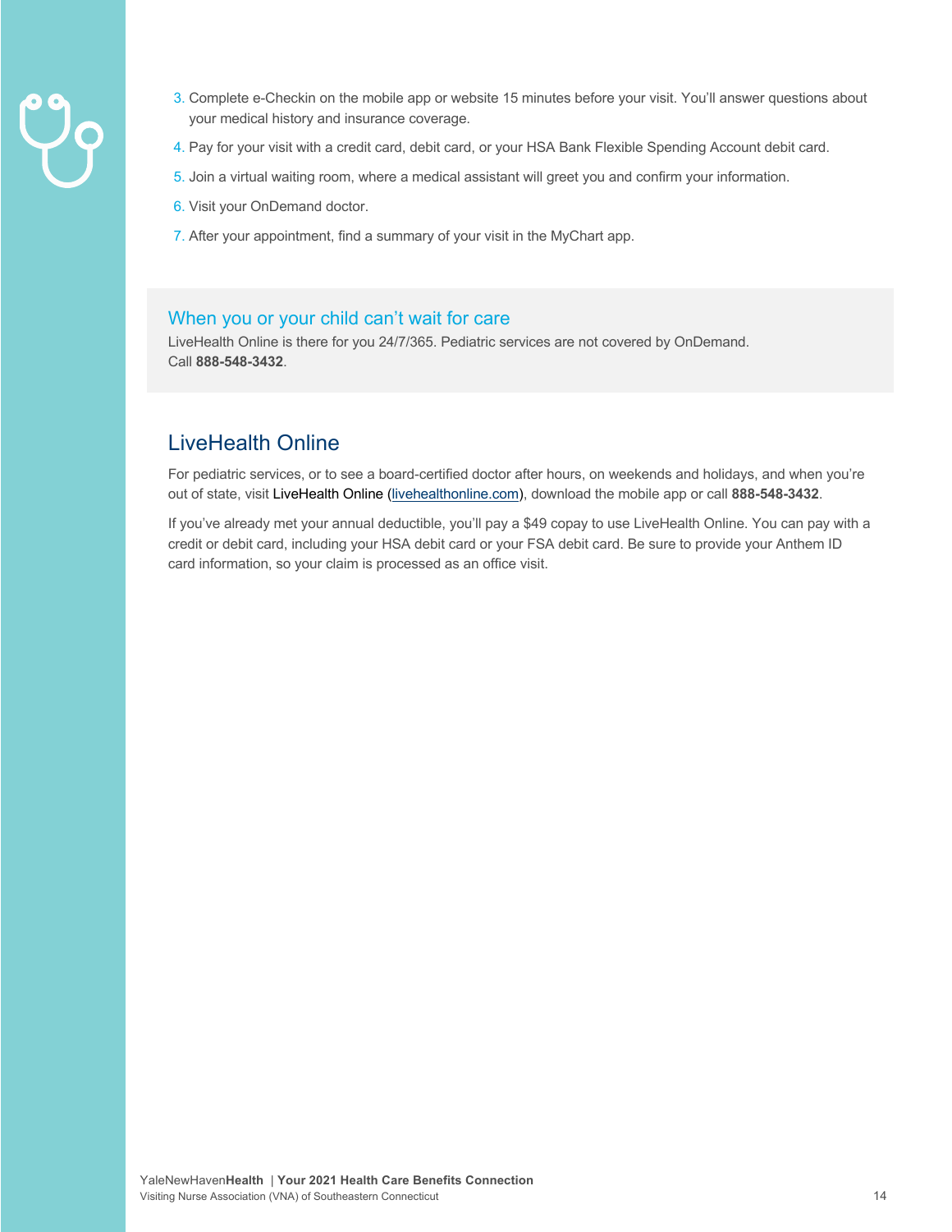3. Complete e-Checkin on the mobile app or website 15 minutes before your visit. You'll answer questions about your medical history and insurance coverage.
4. Pay for your visit with a credit card, debit card, or your HSA Bank Flexible Spending Account debit card.
5. Join a virtual waiting room, where a medical assistant will greet you and confirm your information.
6. Visit your OnDemand doctor.
7. After your appointment, find a summary of your visit in the MyChart app.

### When you or your child can't wait for care

LiveHealth Online is there for you 24/7/365. Pediatric services are not covered by OnDemand. Call **888-548-3432**.

## LiveHealth Online

For pediatric services, or to see a board-certified doctor after hours, on weekends and holidays, and when you're out of state, visit LiveHealth Online (livehealthonline.com), download the mobile app or call **888-548-3432**.

If you've already met your annual deductible, you'll pay a $49 copay to use LiveHealth Online. You can pay with a credit or debit card, including your HSA debit card or your FSA debit card. Be sure to provide your Anthem ID card information, so your claim is processed as an office visit.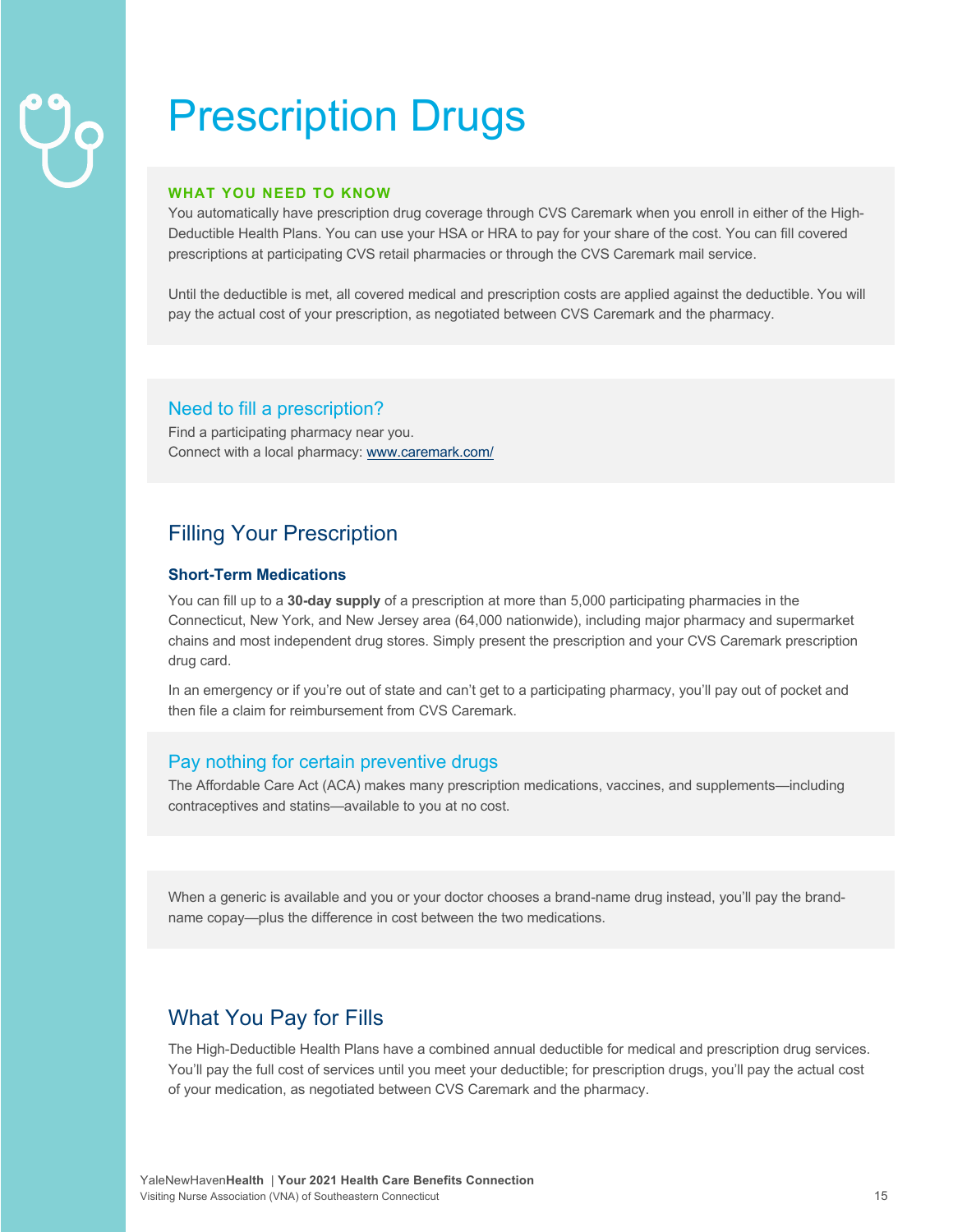# Prescription Drugs

**WHAT YOU NEED TO KNOW**

You automatically have prescription drug coverage through CVS Caremark when you enroll in either of the High-Deductible Health Plans. You can use your HSA or HRA to pay for your share of the cost. You can fill covered prescriptions at participating CVS retail pharmacies or through the CVS Caremark mail service.

Until the deductible is met, all covered medical and prescription costs are applied against the deductible. You will pay the actual cost of your prescription, as negotiated between CVS Caremark and the pharmacy.

### Need to fill a prescription?

Find a participating pharmacy near you.
Connect with a local pharmacy: www.caremark.com/

## Filling Your Prescription

### Short-Term Medications

You can fill up to a **30-day supply** of a prescription at more than 5,000 participating pharmacies in the Connecticut, New York, and New Jersey area (64,000 nationwide), including major pharmacy and supermarket chains and most independent drug stores. Simply present the prescription and your CVS Caremark prescription drug card.

In an emergency or if you're out of state and can't get to a participating pharmacy, you'll pay out of pocket and then file a claim for reimbursement from CVS Caremark.

### Pay nothing for certain preventive drugs

The Affordable Care Act (ACA) makes many prescription medications, vaccines, and supplements—including contraceptives and statins—available to you at no cost.

When a generic is available and you or your doctor chooses a brand-name drug instead, you'll pay the brand-name copay—plus the difference in cost between the two medications.

## What You Pay for Fills

The High-Deductible Health Plans have a combined annual deductible for medical and prescription drug services. You'll pay the full cost of services until you meet your deductible; for prescription drugs, you'll pay the actual cost of your medication, as negotiated between CVS Caremark and the pharmacy.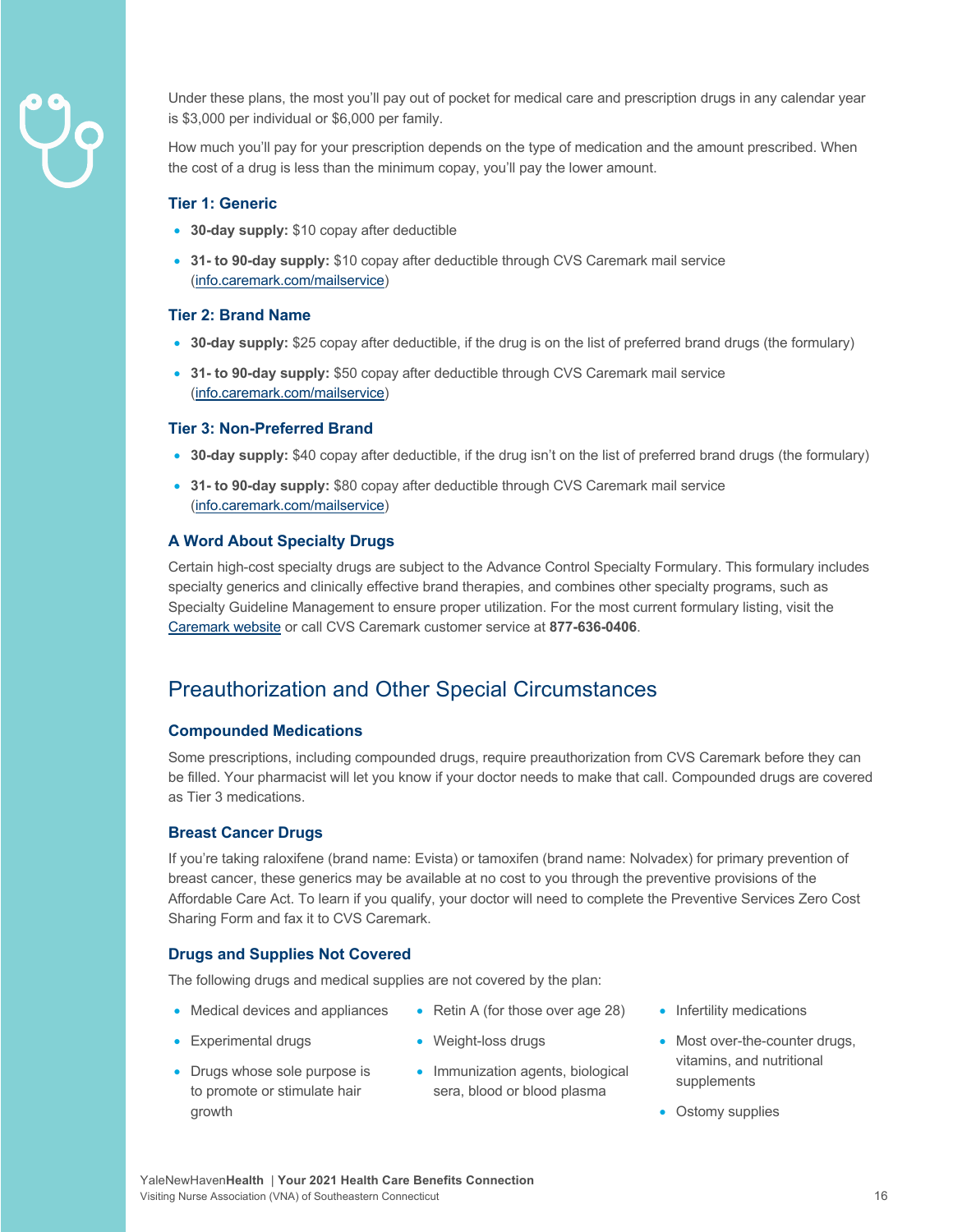Under these plans, the most you'll pay out of pocket for medical care and prescription drugs in any calendar year is $3,000 per individual or $6,000 per family.

How much you'll pay for your prescription depends on the type of medication and the amount prescribed. When the cost of a drug is less than the minimum copay, you'll pay the lower amount.

### Tier 1: Generic

- **30-day supply:** $10 copay after deductible
- **31- to 90-day supply:** $10 copay after deductible through CVS Caremark mail service (info.caremark.com/mailservice)

### Tier 2: Brand Name

- **30-day supply:** $25 copay after deductible, if the drug is on the list of preferred brand drugs (the formulary)
- **31- to 90-day supply:** $50 copay after deductible through CVS Caremark mail service (info.caremark.com/mailservice)

### Tier 3: Non-Preferred Brand

- **30-day supply:** $40 copay after deductible, if the drug isn't on the list of preferred brand drugs (the formulary)
- **31- to 90-day supply:** $80 copay after deductible through CVS Caremark mail service (info.caremark.com/mailservice)

### A Word About Specialty Drugs

Certain high-cost specialty drugs are subject to the Advance Control Specialty Formulary. This formulary includes specialty generics and clinically effective brand therapies, and combines other specialty programs, such as Specialty Guideline Management to ensure proper utilization. For the most current formulary listing, visit the Caremark website or call CVS Caremark customer service at **877-636-0406**.

## Preauthorization and Other Special Circumstances

### Compounded Medications

Some prescriptions, including compounded drugs, require preauthorization from CVS Caremark before they can be filled. Your pharmacist will let you know if your doctor needs to make that call. Compounded drugs are covered as Tier 3 medications.

### Breast Cancer Drugs

If you're taking raloxifene (brand name: Evista) or tamoxifen (brand name: Nolvadex) for primary prevention of breast cancer, these generics may be available at no cost to you through the preventive provisions of the Affordable Care Act. To learn if you qualify, your doctor will need to complete the Preventive Services Zero Cost Sharing Form and fax it to CVS Caremark.

### Drugs and Supplies Not Covered

The following drugs and medical supplies are not covered by the plan:

- Medical devices and appliances
- Experimental drugs
- Drugs whose sole purpose is to promote or stimulate hair growth
- Retin A (for those over age 28)
- Weight-loss drugs
- Immunization agents, biological sera, blood or blood plasma
- Infertility medications
- Most over-the-counter drugs, vitamins, and nutritional supplements
- Ostomy supplies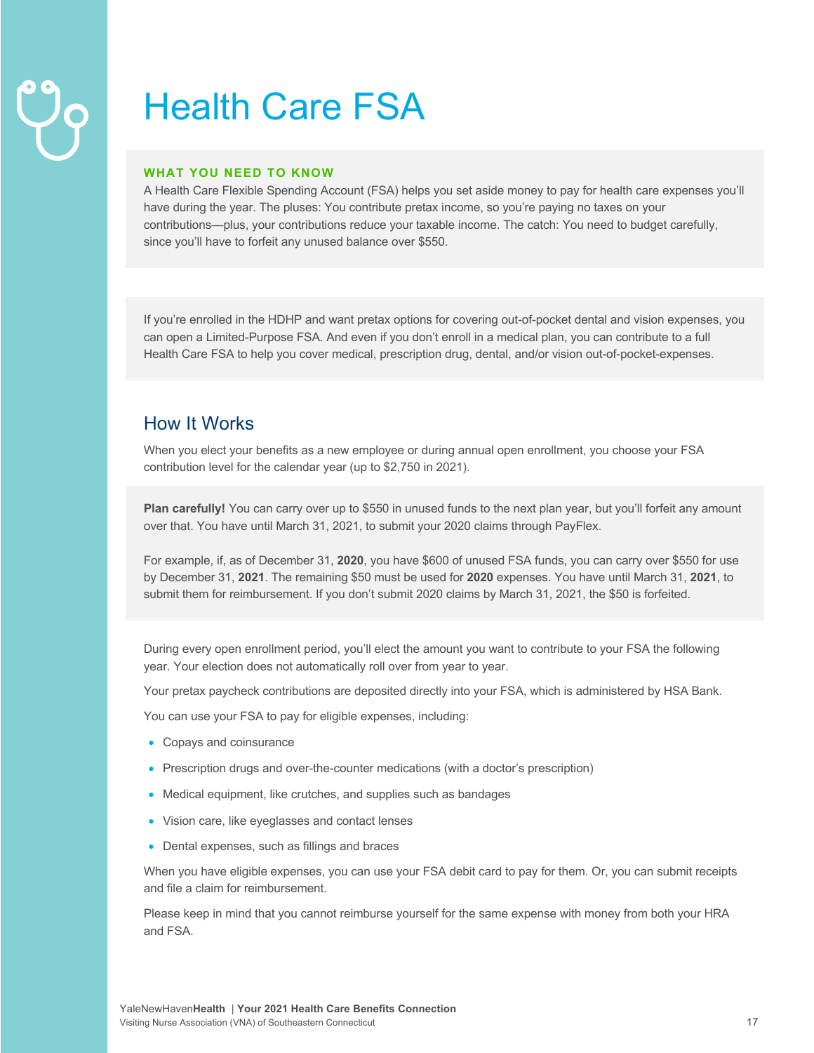# Health Care FSA

**WHAT YOU NEED TO KNOW**

A Health Care Flexible Spending Account (FSA) helps you set aside money to pay for health care expenses you'll have during the year. The pluses: You contribute pretax income, so you're paying no taxes on your contributions—plus, your contributions reduce your taxable income. The catch: You need to budget carefully, since you'll have to forfeit any unused balance over $550.

If you're enrolled in the HDHP and want pretax options for covering out-of-pocket dental and vision expenses, you can open a Limited-Purpose FSA. And even if you don't enroll in a medical plan, you can contribute to a full Health Care FSA to help you cover medical, prescription drug, dental, and/or vision out-of-pocket-expenses.

## How It Works

When you elect your benefits as a new employee or during annual open enrollment, you choose your FSA contribution level for the calendar year (up to $2,750 in 2021).

**Plan carefully!** You can carry over up to $550 in unused funds to the next plan year, but you'll forfeit any amount over that. You have until March 31, 2021, to submit your 2020 claims through PayFlex.

For example, if, as of December 31, **2020**, you have $600 of unused FSA funds, you can carry over $550 for use by December 31, **2021**. The remaining $50 must be used for **2020** expenses. You have until March 31, **2021**, to submit them for reimbursement. If you don't submit 2020 claims by March 31, 2021, the $50 is forfeited.

During every open enrollment period, you'll elect the amount you want to contribute to your FSA the following year. Your election does not automatically roll over from year to year.

Your pretax paycheck contributions are deposited directly into your FSA, which is administered by HSA Bank.

You can use your FSA to pay for eligible expenses, including:

- Copays and coinsurance
- Prescription drugs and over-the-counter medications (with a doctor's prescription)
- Medical equipment, like crutches, and supplies such as bandages
- Vision care, like eyeglasses and contact lenses
- Dental expenses, such as fillings and braces

When you have eligible expenses, you can use your FSA debit card to pay for them. Or, you can submit receipts and file a claim for reimbursement.

Please keep in mind that you cannot reimburse yourself for the same expense with money from both your HRA and FSA.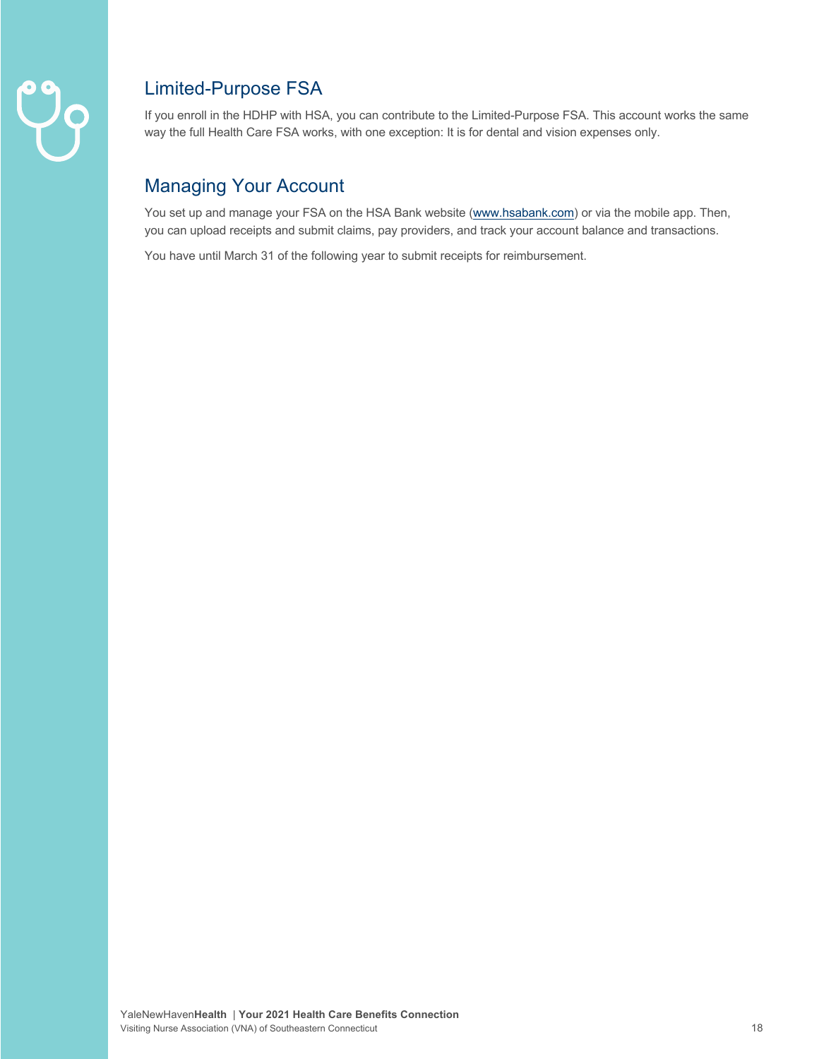## Limited-Purpose FSA

If you enroll in the HDHP with HSA, you can contribute to the Limited-Purpose FSA. This account works the same way the full Health Care FSA works, with one exception: It is for dental and vision expenses only.

## Managing Your Account

You set up and manage your FSA on the HSA Bank website (www.hsabank.com) or via the mobile app. Then, you can upload receipts and submit claims, pay providers, and track your account balance and transactions.

You have until March 31 of the following year to submit receipts for reimbursement.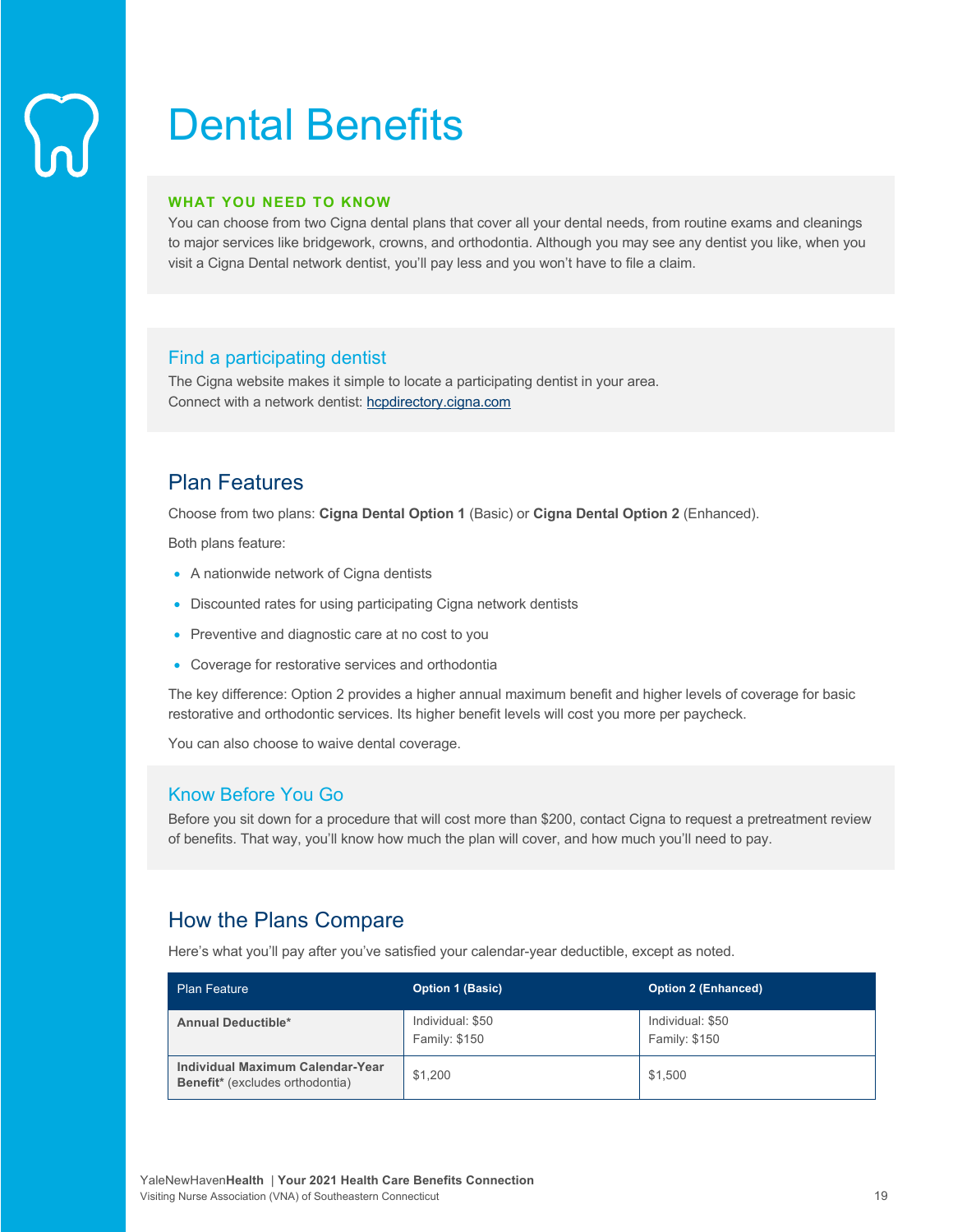# Dental Benefits

**WHAT YOU NEED TO KNOW**

You can choose from two Cigna dental plans that cover all your dental needs, from routine exams and cleanings to major services like bridgework, crowns, and orthodontia. Although you may see any dentist you like, when you visit a Cigna Dental network dentist, you'll pay less and you won't have to file a claim.

### Find a participating dentist

The Cigna website makes it simple to locate a participating dentist in your area.
Connect with a network dentist: hcpdirectory.cigna.com

## Plan Features

Choose from two plans: **Cigna Dental Option 1** (Basic) or **Cigna Dental Option 2** (Enhanced).

Both plans feature:

- A nationwide network of Cigna dentists
- Discounted rates for using participating Cigna network dentists
- Preventive and diagnostic care at no cost to you
- Coverage for restorative services and orthodontia

The key difference: Option 2 provides a higher annual maximum benefit and higher levels of coverage for basic restorative and orthodontic services. Its higher benefit levels will cost you more per paycheck.

You can also choose to waive dental coverage.

### Know Before You Go

Before you sit down for a procedure that will cost more than $200, contact Cigna to request a pretreatment review of benefits. That way, you'll know how much the plan will cover, and how much you'll need to pay.

## How the Plans Compare

Here's what you'll pay after you've satisfied your calendar-year deductible, except as noted.

| Plan Feature | Option 1 (Basic) | Option 2 (Enhanced) |
|---|---|---|
| **Annual Deductible*** | Individual: $50<br>Family: $150 | Individual: $50<br>Family: $150 |
| **Individual Maximum Calendar-Year Benefit*** (excludes orthodontia) | $1,200 | $1,500 |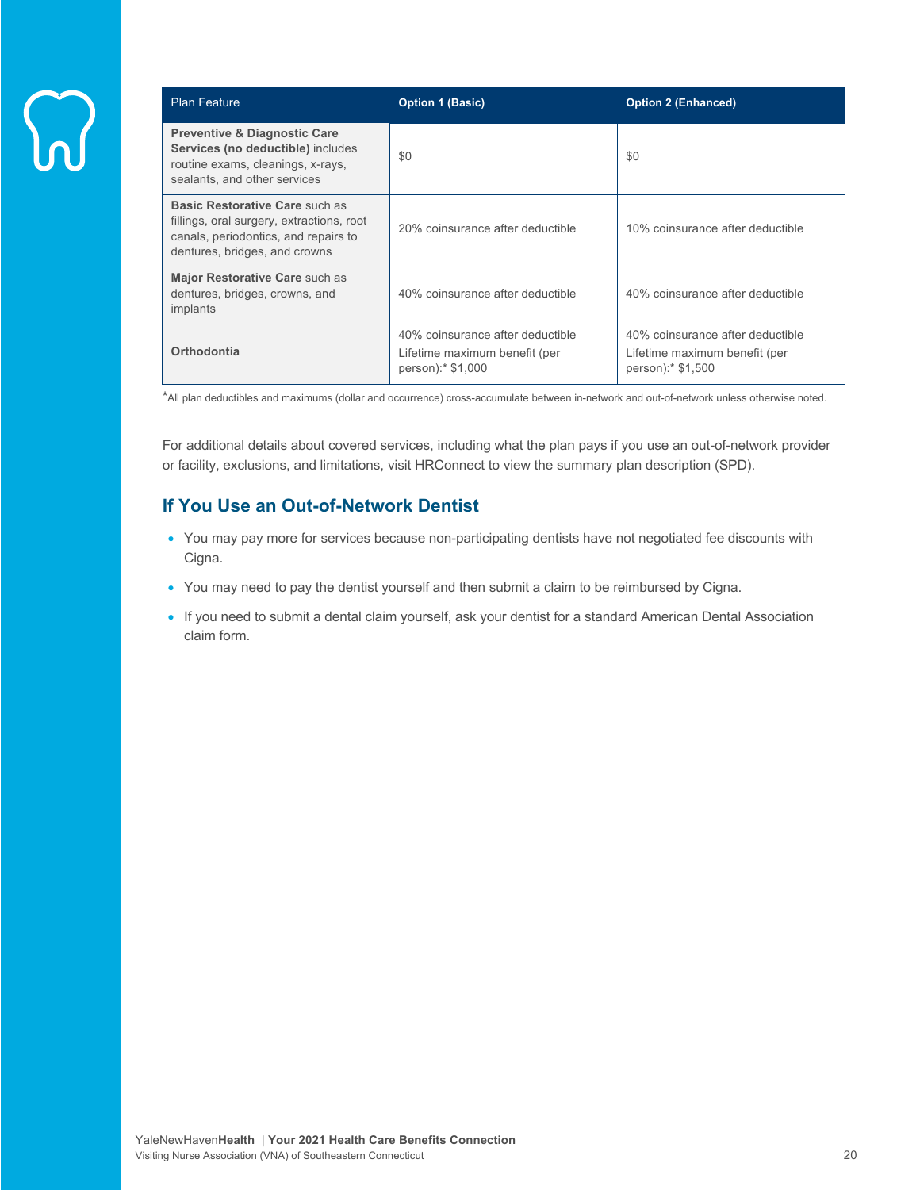| Plan Feature | Option 1 (Basic) | Option 2 (Enhanced) |
|---|---|---|
| **Preventive & Diagnostic Care Services (no deductible)** includes routine exams, cleanings, x-rays, sealants, and other services | $0 | $0 |
| **Basic Restorative Care** such as fillings, oral surgery, extractions, root canals, periodontics, and repairs to dentures, bridges, and crowns | 20% coinsurance after deductible | 10% coinsurance after deductible |
| **Major Restorative Care** such as dentures, bridges, crowns, and implants | 40% coinsurance after deductible | 40% coinsurance after deductible |
| **Orthodontia** | 40% coinsurance after deductible<br>Lifetime maximum benefit (per person):* $1,000 | 40% coinsurance after deductible<br>Lifetime maximum benefit (per person):* $1,500 |

*All plan deductibles and maximums (dollar and occurrence) cross-accumulate between in-network and out-of-network unless otherwise noted.

For additional details about covered services, including what the plan pays if you use an out-of-network provider or facility, exclusions, and limitations, visit HRConnect to view the summary plan description (SPD).

## If You Use an Out-of-Network Dentist

- You may pay more for services because non-participating dentists have not negotiated fee discounts with Cigna.
- You may need to pay the dentist yourself and then submit a claim to be reimbursed by Cigna.
- If you need to submit a dental claim yourself, ask your dentist for a standard American Dental Association claim form.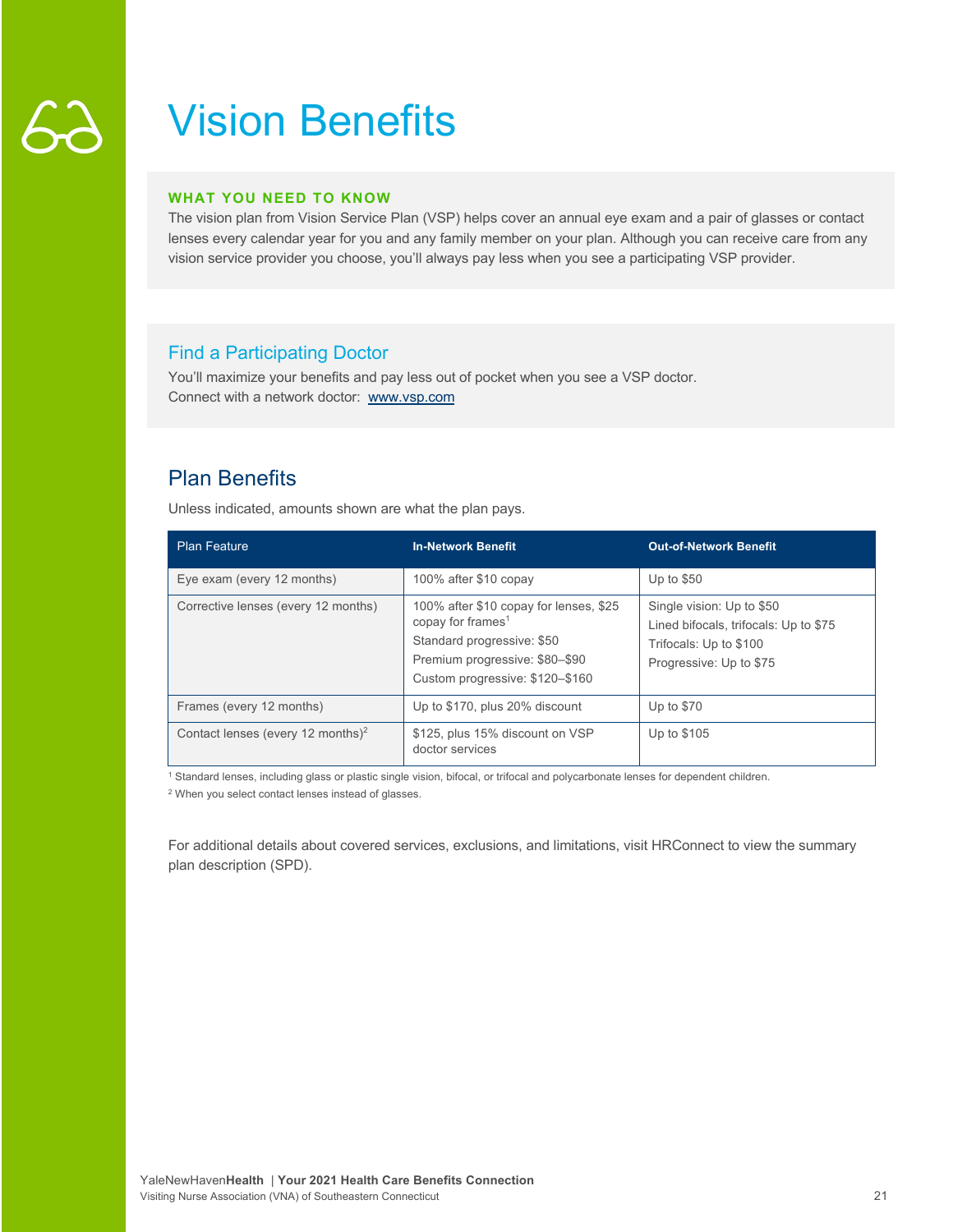# Vision Benefits

**WHAT YOU NEED TO KNOW**

The vision plan from Vision Service Plan (VSP) helps cover an annual eye exam and a pair of glasses or contact lenses every calendar year for you and any family member on your plan. Although you can receive care from any vision service provider you choose, you'll always pay less when you see a participating VSP provider.

### Find a Participating Doctor

You'll maximize your benefits and pay less out of pocket when you see a VSP doctor.
Connect with a network doctor: [www.vsp.com](http://www.vsp.com)

## Plan Benefits

Unless indicated, amounts shown are what the plan pays.

| Plan Feature | In-Network Benefit | Out-of-Network Benefit |
|---|---|---|
| Eye exam (every 12 months) | 100% after $10 copay | Up to $50 |
| Corrective lenses (every 12 months) | 100% after $10 copay for lenses, $25 copay for frames[1]<br>Standard progressive: $50<br>Premium progressive: $80–$90<br>Custom progressive: $120–$160 | Single vision: Up to $50<br>Lined bifocals, trifocals: Up to $75<br>Trifocals: Up to $100<br>Progressive: Up to $75 |
| Frames (every 12 months) | Up to $170, plus 20% discount | Up to $70 |
| Contact lenses (every 12 months)[2] | $125, plus 15% discount on VSP doctor services | Up to $105 |

[1] Standard lenses, including glass or plastic single vision, bifocal, or trifocal and polycarbonate lenses for dependent children.

[2] When you select contact lenses instead of glasses.

For additional details about covered services, exclusions, and limitations, visit HRConnect to view the summary plan description (SPD).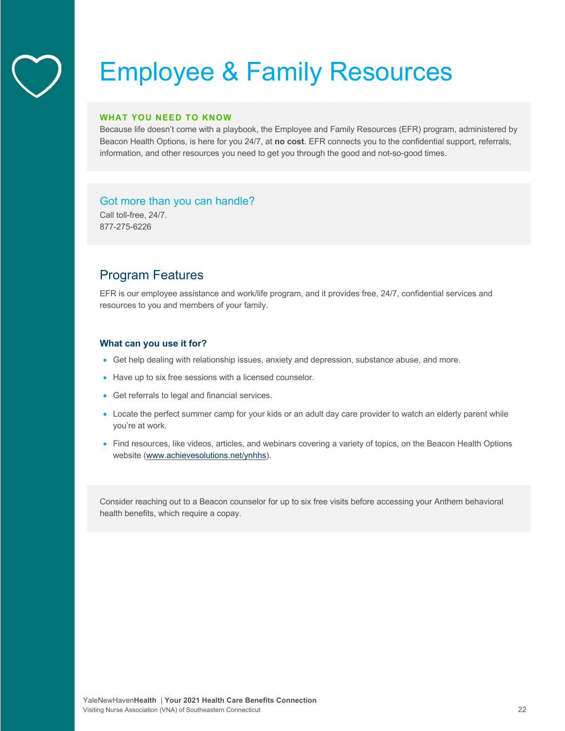# Employee & Family Resources

**WHAT YOU NEED TO KNOW**

Because life doesn't come with a playbook, the Employee and Family Resources (EFR) program, administered by Beacon Health Options, is here for you 24/7, at **no cost**. EFR connects you to the confidential support, referrals, information, and other resources you need to get you through the good and not-so-good times.

### Got more than you can handle?

Call toll-free, 24/7.
877-275-6226

## Program Features

EFR is our employee assistance and work/life program, and it provides free, 24/7, confidential services and resources to you and members of your family.

### What can you use it for?

- Get help dealing with relationship issues, anxiety and depression, substance abuse, and more.
- Have up to six free sessions with a licensed counselor.
- Get referrals to legal and financial services.
- Locate the perfect summer camp for your kids or an adult day care provider to watch an elderly parent while you're at work.
- Find resources, like videos, articles, and webinars covering a variety of topics, on the Beacon Health Options website (www.achievesolutions.net/ynhhs).

Consider reaching out to a Beacon counselor for up to six free visits before accessing your Anthem behavioral health benefits, which require a copay.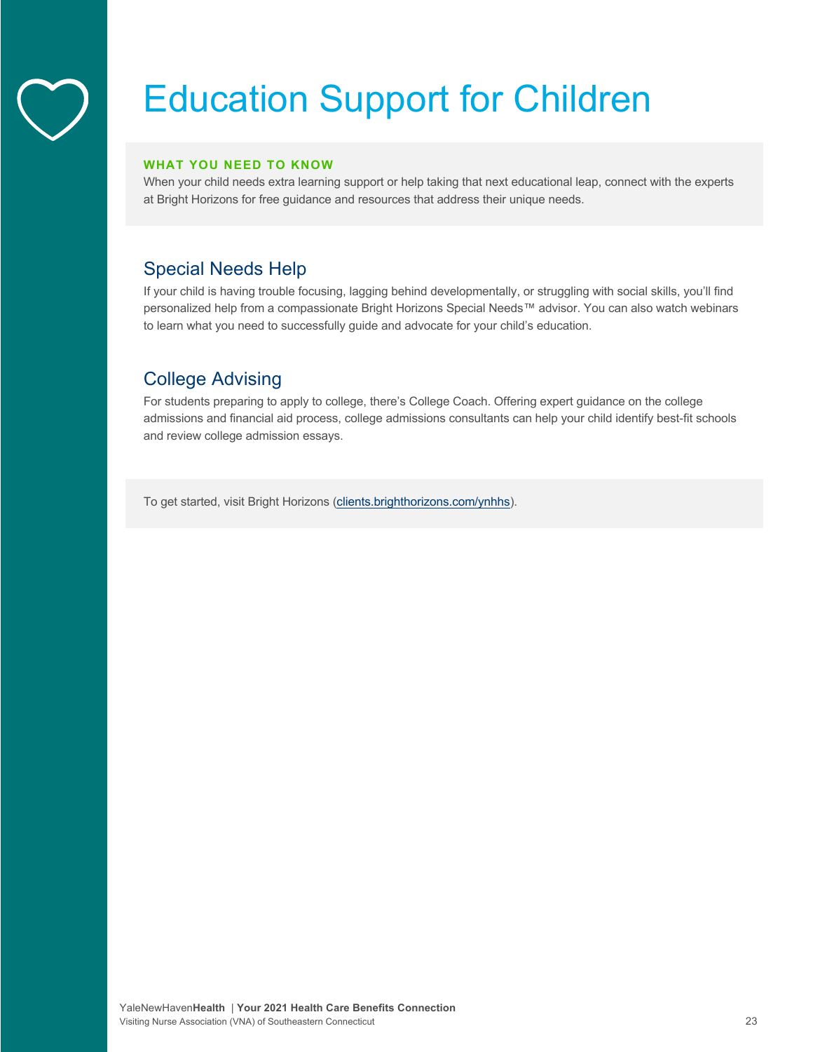# Education Support for Children

**WHAT YOU NEED TO KNOW**

When your child needs extra learning support or help taking that next educational leap, connect with the experts at Bright Horizons for free guidance and resources that address their unique needs.

## Special Needs Help

If your child is having trouble focusing, lagging behind developmentally, or struggling with social skills, you'll find personalized help from a compassionate Bright Horizons Special Needs™ advisor. You can also watch webinars to learn what you need to successfully guide and advocate for your child's education.

## College Advising

For students preparing to apply to college, there's College Coach. Offering expert guidance on the college admissions and financial aid process, college admissions consultants can help your child identify best-fit schools and review college admission essays.

To get started, visit Bright Horizons (clients.brighthorizons.com/ynhhs).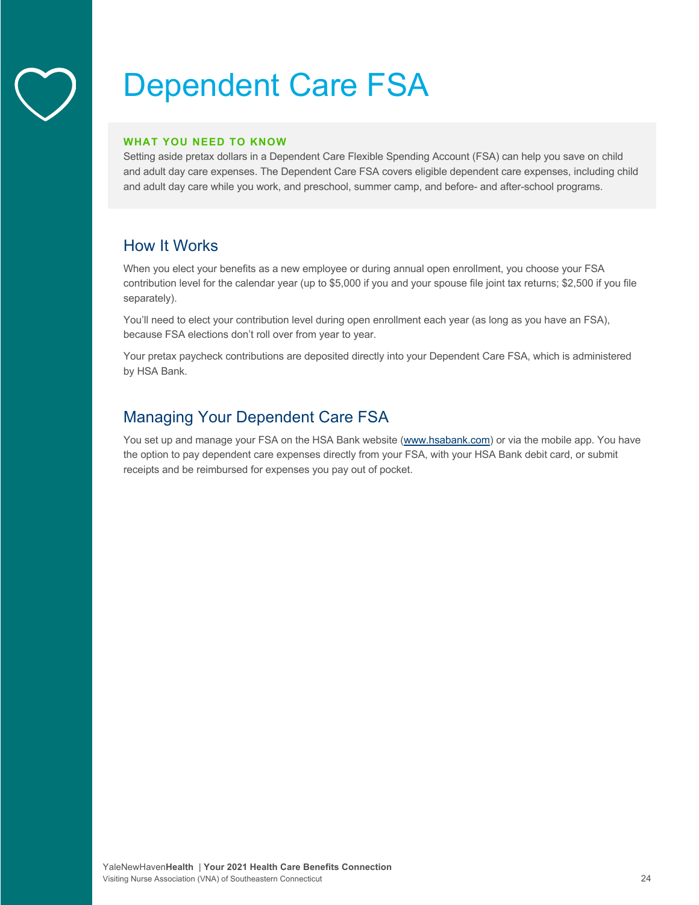# Dependent Care FSA

**WHAT YOU NEED TO KNOW**

Setting aside pretax dollars in a Dependent Care Flexible Spending Account (FSA) can help you save on child and adult day care expenses. The Dependent Care FSA covers eligible dependent care expenses, including child and adult day care while you work, and preschool, summer camp, and before- and after-school programs.

## How It Works

When you elect your benefits as a new employee or during annual open enrollment, you choose your FSA contribution level for the calendar year (up to $5,000 if you and your spouse file joint tax returns; $2,500 if you file separately).

You'll need to elect your contribution level during open enrollment each year (as long as you have an FSA), because FSA elections don't roll over from year to year.

Your pretax paycheck contributions are deposited directly into your Dependent Care FSA, which is administered by HSA Bank.

## Managing Your Dependent Care FSA

You set up and manage your FSA on the HSA Bank website (www.hsabank.com) or via the mobile app. You have the option to pay dependent care expenses directly from your FSA, with your HSA Bank debit card, or submit receipts and be reimbursed for expenses you pay out of pocket.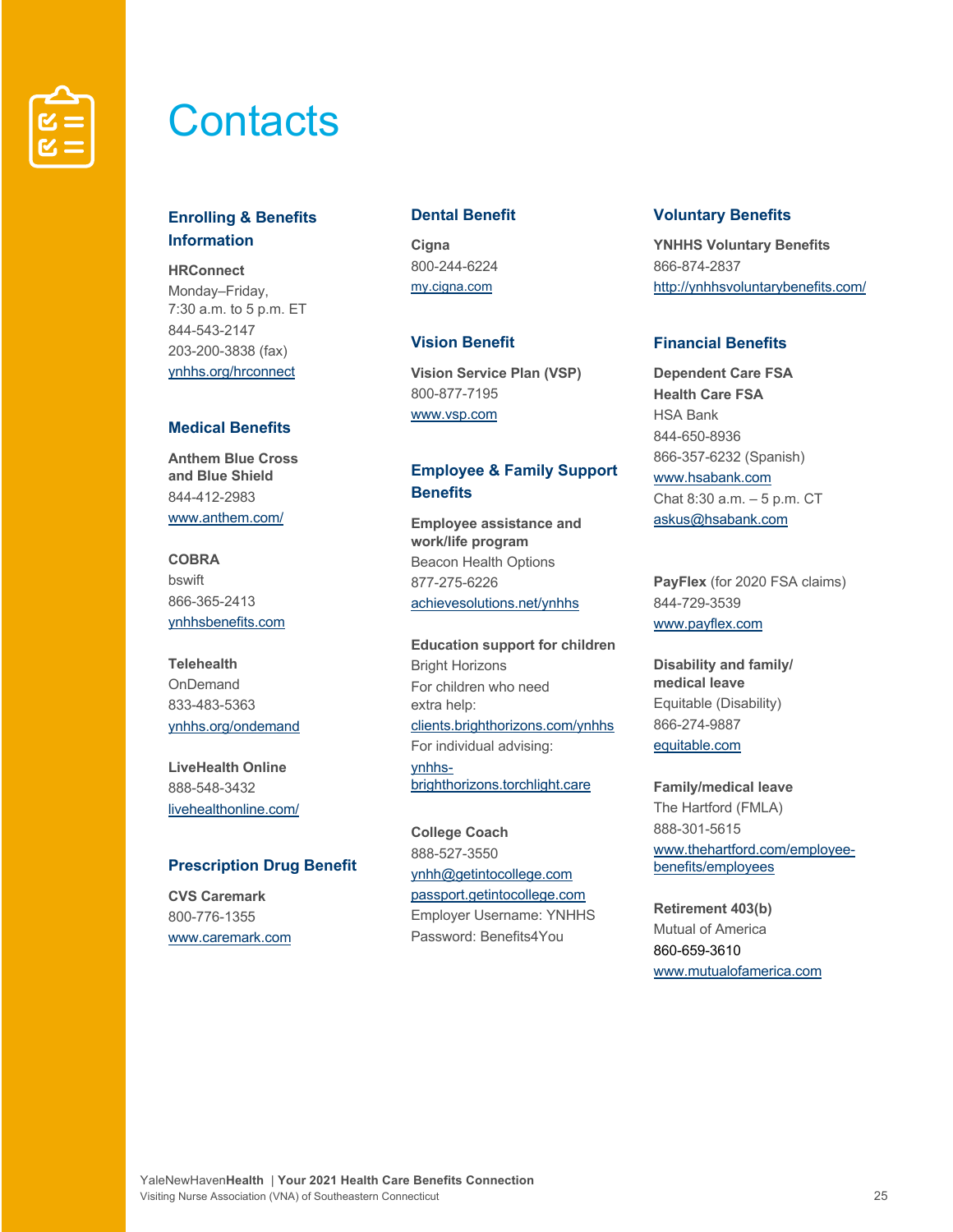# Contacts

## Enrolling & Benefits Information

**HRConnect**
Monday–Friday,
7:30 a.m. to 5 p.m. ET
844-543-2147
203-200-3838 (fax)
ynhhs.org/hrconnect

## Medical Benefits

**Anthem Blue Cross and Blue Shield**
844-412-2983
www.anthem.com/

**COBRA**
bswift
866-365-2413
ynhhsbenefits.com

**Telehealth**
OnDemand
833-483-5363
ynhhs.org/ondemand

**LiveHealth Online**
888-548-3432
livehealthonline.com/

## Prescription Drug Benefit

**CVS Caremark**
800-776-1355
www.caremark.com

## Dental Benefit

**Cigna**
800-244-6224
my.cigna.com

## Vision Benefit

**Vision Service Plan (VSP)**
800-877-7195
www.vsp.com

## Employee & Family Support Benefits

**Employee assistance and work/life program**
Beacon Health Options
877-275-6226
achievesolutions.net/ynhhs

**Education support for children**
Bright Horizons
For children who need extra help:
clients.brighthorizons.com/ynhhs
For individual advising:
ynhhs-brighthorizons.torchlight.care

**College Coach**
888-527-3550
ynhh@getintocollege.com
passport.getintocollege.com
Employer Username: YNHHS
Password: Benefits4You

## Voluntary Benefits

**YNHHS Voluntary Benefits**
866-874-2837
http://ynhhsvoluntarybenefits.com/

## Financial Benefits

**Dependent Care FSA**
**Health Care FSA**
HSA Bank
844-650-8936
866-357-6232 (Spanish)
www.hsabank.com
Chat 8:30 a.m. – 5 p.m. CT
askus@hsabank.com

**PayFlex** (for 2020 FSA claims)
844-729-3539
www.payflex.com

**Disability and family/medical leave**
Equitable (Disability)
866-274-9887
equitable.com

**Family/medical leave**
The Hartford (FMLA)
888-301-5615
www.thehartford.com/employee-benefits/employees

**Retirement 403(b)**
Mutual of America
860-659-3610
www.mutualofamerica.com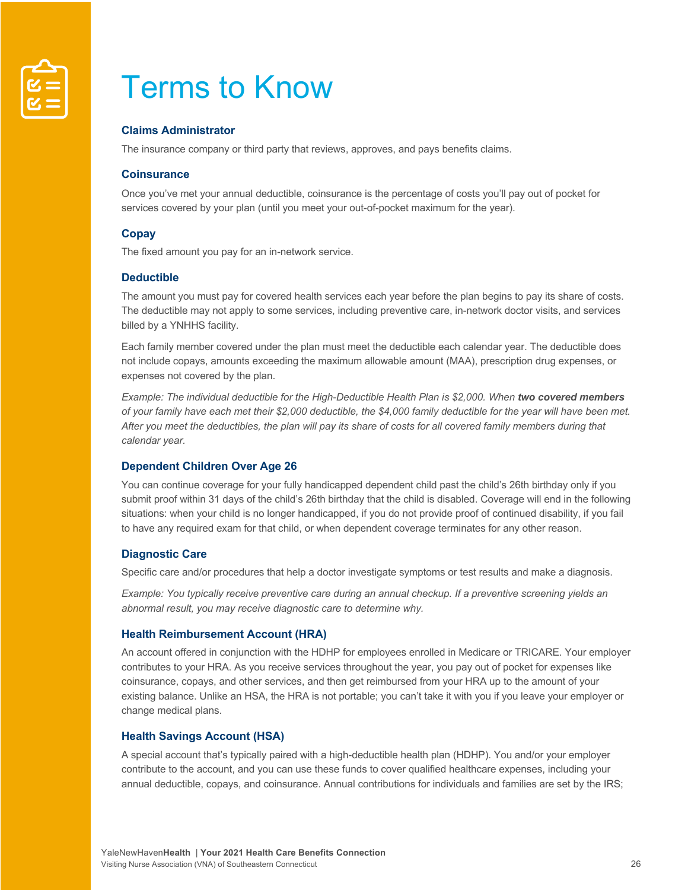# Terms to Know

### Claims Administrator

The insurance company or third party that reviews, approves, and pays benefits claims.

### Coinsurance

Once you've met your annual deductible, coinsurance is the percentage of costs you'll pay out of pocket for services covered by your plan (until you meet your out-of-pocket maximum for the year).

### Copay

The fixed amount you pay for an in-network service.

### Deductible

The amount you must pay for covered health services each year before the plan begins to pay its share of costs. The deductible may not apply to some services, including preventive care, in-network doctor visits, and services billed by a YNHHS facility.

Each family member covered under the plan must meet the deductible each calendar year. The deductible does not include copays, amounts exceeding the maximum allowable amount (MAA), prescription drug expenses, or expenses not covered by the plan.

*Example: The individual deductible for the High-Deductible Health Plan is $2,000. When **two covered members** of your family have each met their $2,000 deductible, the $4,000 family deductible for the year will have been met. After you meet the deductibles, the plan will pay its share of costs for all covered family members during that calendar year.*

### Dependent Children Over Age 26

You can continue coverage for your fully handicapped dependent child past the child's 26th birthday only if you submit proof within 31 days of the child's 26th birthday that the child is disabled. Coverage will end in the following situations: when your child is no longer handicapped, if you do not provide proof of continued disability, if you fail to have any required exam for that child, or when dependent coverage terminates for any other reason.

### Diagnostic Care

Specific care and/or procedures that help a doctor investigate symptoms or test results and make a diagnosis.

*Example: You typically receive preventive care during an annual checkup. If a preventive screening yields an abnormal result, you may receive diagnostic care to determine why.*

### Health Reimbursement Account (HRA)

An account offered in conjunction with the HDHP for employees enrolled in Medicare or TRICARE. Your employer contributes to your HRA. As you receive services throughout the year, you pay out of pocket for expenses like coinsurance, copays, and other services, and then get reimbursed from your HRA up to the amount of your existing balance. Unlike an HSA, the HRA is not portable; you can't take it with you if you leave your employer or change medical plans.

### Health Savings Account (HSA)

A special account that's typically paired with a high-deductible health plan (HDHP). You and/or your employer contribute to the account, and you can use these funds to cover qualified healthcare expenses, including your annual deductible, copays, and coinsurance. Annual contributions for individuals and families are set by the IRS;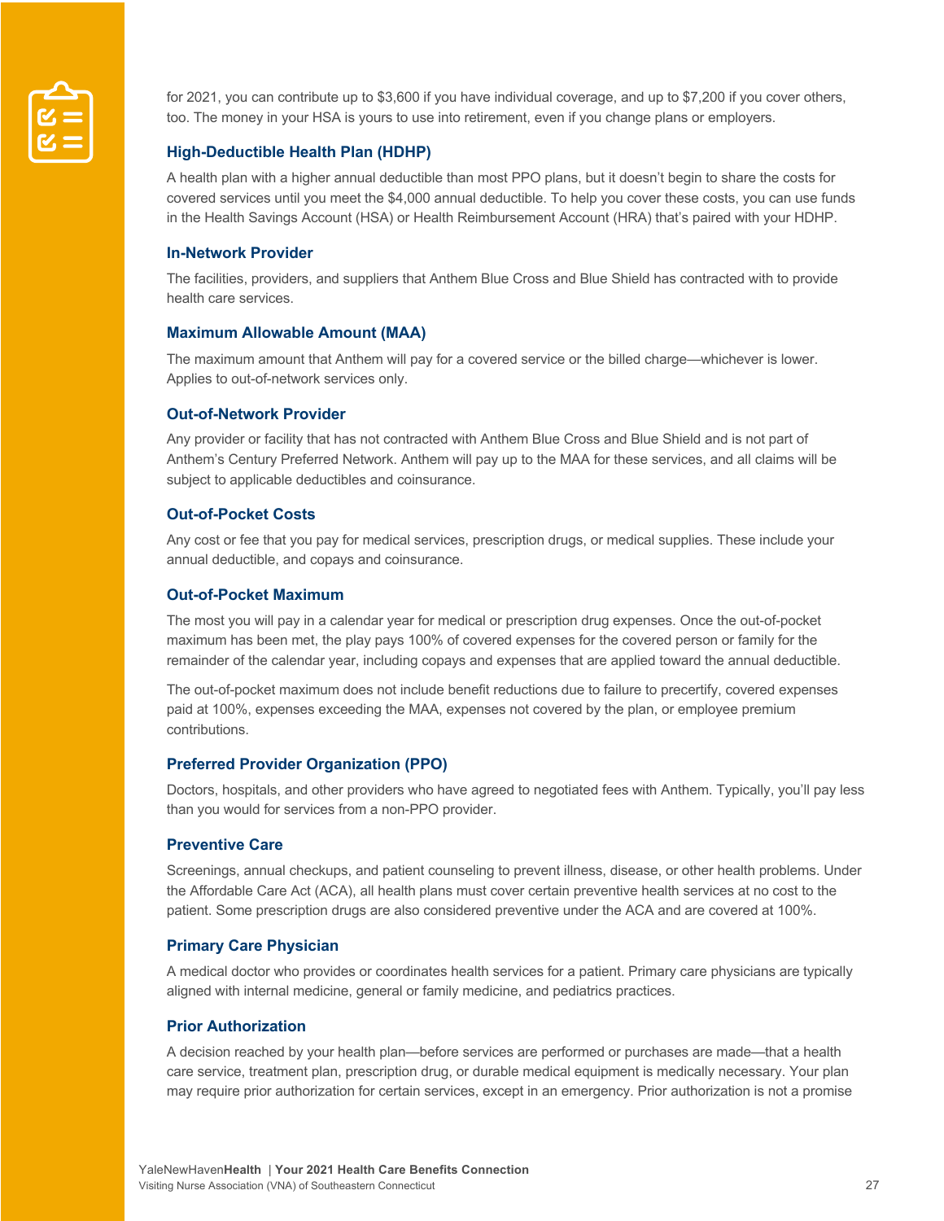for 2021, you can contribute up to $3,600 if you have individual coverage, and up to $7,200 if you cover others, too. The money in your HSA is yours to use into retirement, even if you change plans or employers.

### High-Deductible Health Plan (HDHP)

A health plan with a higher annual deductible than most PPO plans, but it doesn't begin to share the costs for covered services until you meet the $4,000 annual deductible. To help you cover these costs, you can use funds in the Health Savings Account (HSA) or Health Reimbursement Account (HRA) that's paired with your HDHP.

### In-Network Provider

The facilities, providers, and suppliers that Anthem Blue Cross and Blue Shield has contracted with to provide health care services.

### Maximum Allowable Amount (MAA)

The maximum amount that Anthem will pay for a covered service or the billed charge—whichever is lower. Applies to out-of-network services only.

### Out-of-Network Provider

Any provider or facility that has not contracted with Anthem Blue Cross and Blue Shield and is not part of Anthem's Century Preferred Network. Anthem will pay up to the MAA for these services, and all claims will be subject to applicable deductibles and coinsurance.

### Out-of-Pocket Costs

Any cost or fee that you pay for medical services, prescription drugs, or medical supplies. These include your annual deductible, and copays and coinsurance.

### Out-of-Pocket Maximum

The most you will pay in a calendar year for medical or prescription drug expenses. Once the out-of-pocket maximum has been met, the play pays 100% of covered expenses for the covered person or family for the remainder of the calendar year, including copays and expenses that are applied toward the annual deductible.

The out-of-pocket maximum does not include benefit reductions due to failure to precertify, covered expenses paid at 100%, expenses exceeding the MAA, expenses not covered by the plan, or employee premium contributions.

### Preferred Provider Organization (PPO)

Doctors, hospitals, and other providers who have agreed to negotiated fees with Anthem. Typically, you'll pay less than you would for services from a non-PPO provider.

### Preventive Care

Screenings, annual checkups, and patient counseling to prevent illness, disease, or other health problems. Under the Affordable Care Act (ACA), all health plans must cover certain preventive health services at no cost to the patient. Some prescription drugs are also considered preventive under the ACA and are covered at 100%.

### Primary Care Physician

A medical doctor who provides or coordinates health services for a patient. Primary care physicians are typically aligned with internal medicine, general or family medicine, and pediatrics practices.

### Prior Authorization

A decision reached by your health plan—before services are performed or purchases are made—that a health care service, treatment plan, prescription drug, or durable medical equipment is medically necessary. Your plan may require prior authorization for certain services, except in an emergency. Prior authorization is not a promise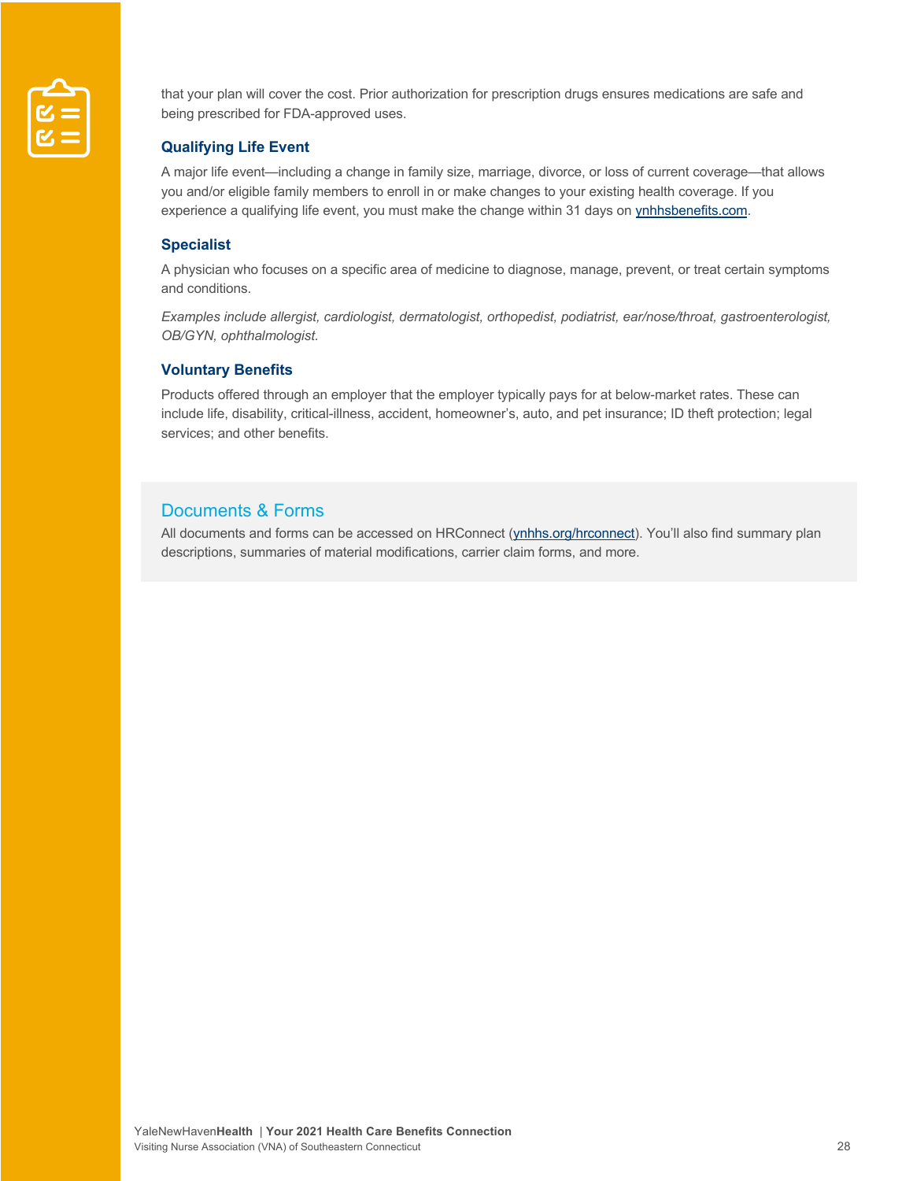that your plan will cover the cost. Prior authorization for prescription drugs ensures medications are safe and being prescribed for FDA-approved uses.

### Qualifying Life Event

A major life event—including a change in family size, marriage, divorce, or loss of current coverage—that allows you and/or eligible family members to enroll in or make changes to your existing health coverage. If you experience a qualifying life event, you must make the change within 31 days on ynhhsbenefits.com.

### Specialist

A physician who focuses on a specific area of medicine to diagnose, manage, prevent, or treat certain symptoms and conditions.

*Examples include allergist, cardiologist, dermatologist, orthopedist, podiatrist, ear/nose/throat, gastroenterologist, OB/GYN, ophthalmologist.*

### Voluntary Benefits

Products offered through an employer that the employer typically pays for at below-market rates. These can include life, disability, critical-illness, accident, homeowner's, auto, and pet insurance; ID theft protection; legal services; and other benefits.

## Documents & Forms

All documents and forms can be accessed on HRConnect (ynhhs.org/hrconnect). You'll also find summary plan descriptions, summaries of material modifications, carrier claim forms, and more.